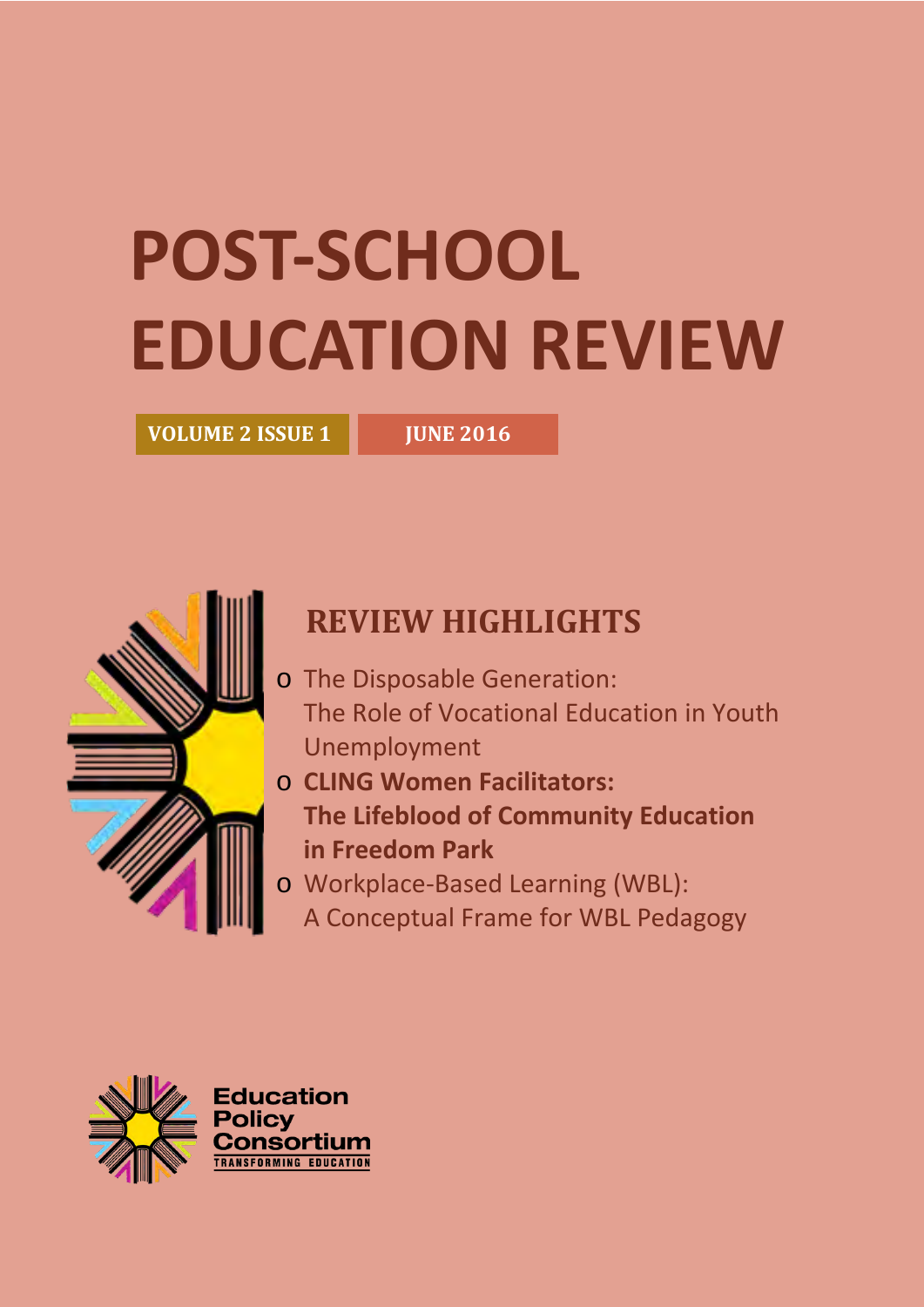# POST-SCHOOL EDUCATION REVIEW

**VOLUME 2 ISSUE 1** **JUNE 2016**

## REVIEW HIGHLIGHTS

- The Disposable Generation: The Role of Vocational Education in Youth Unemployment
- **CLING Women Facilitators: The Lifeblood of Community Education in Freedom Park**
- Workplace-Based Learning (WBL): A Conceptual Frame for WBL Pedagogy

Education Policy Consortium
TRANSFORMING EDUCATION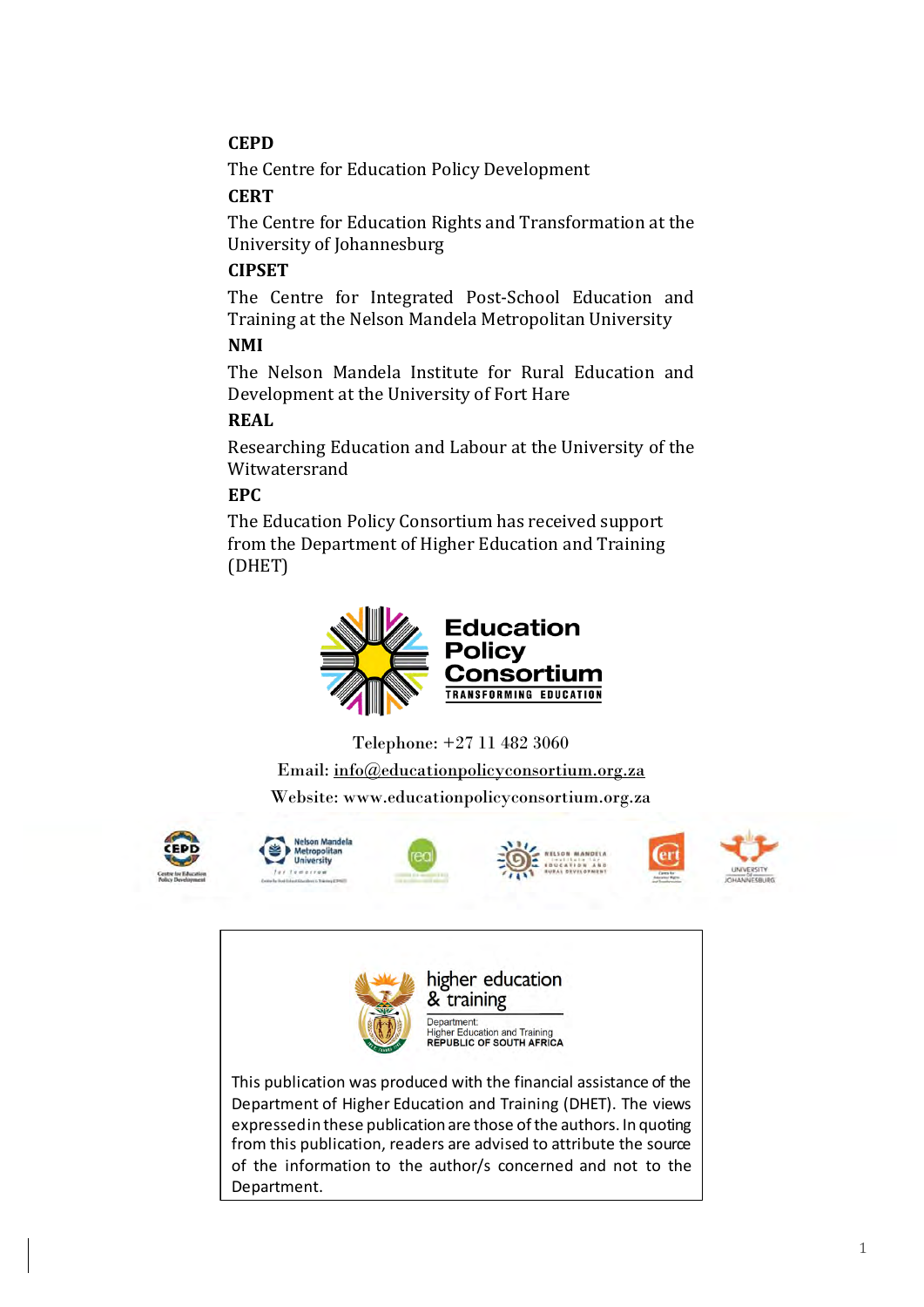**CEPD**

The Centre for Education Policy Development

**CERT**

The Centre for Education Rights and Transformation at the University of Johannesburg

**CIPSET**

The Centre for Integrated Post-School Education and Training at the Nelson Mandela Metropolitan University

**NMI**

The Nelson Mandela Institute for Rural Education and Development at the University of Fort Hare

**REAL**

Researching Education and Labour at the University of the Witwatersrand

**EPC**

The Education Policy Consortium has received support from the Department of Higher Education and Training (DHET)

Education Policy Consortium
TRANSFORMING EDUCATION

Telephone: +27 11 482 3060

Email: info@educationpolicyconsortium.org.za

Website: www.educationpolicyconsortium.org.za

higher education & training

Department:
Higher Education and Training
REPUBLIC OF SOUTH AFRICA

This publication was produced with the financial assistance of the Department of Higher Education and Training (DHET). The views expressed in these publication are those of the authors. In quoting from this publication, readers are advised to attribute the source of the information to the author/s concerned and not to the Department.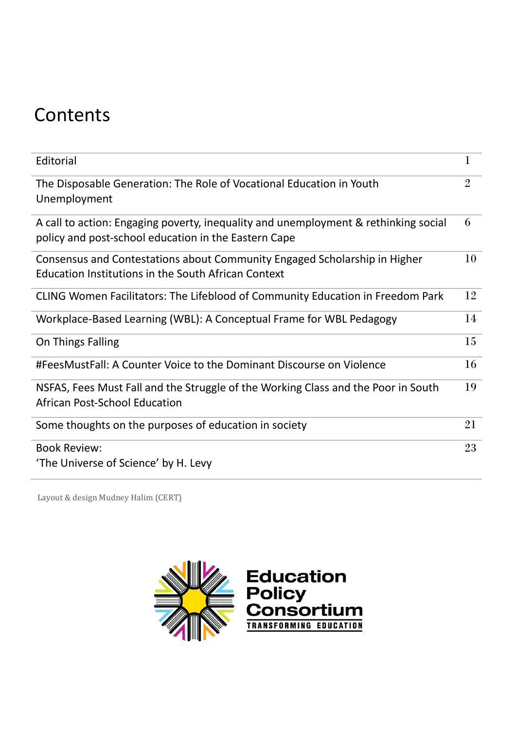# Contents

| | |
|---|---|
| Editorial | 1 |
| The Disposable Generation: The Role of Vocational Education in Youth Unemployment | 2 |
| A call to action: Engaging poverty, inequality and unemployment & rethinking social policy and post-school education in the Eastern Cape | 6 |
| Consensus and Contestations about Community Engaged Scholarship in Higher Education Institutions in the South African Context | 10 |
| CLING Women Facilitators: The Lifeblood of Community Education in Freedom Park | 12 |
| Workplace-Based Learning (WBL): A Conceptual Frame for WBL Pedagogy | 14 |
| On Things Falling | 15 |
| #FeesMustFall: A Counter Voice to the Dominant Discourse on Violence | 16 |
| NSFAS, Fees Must Fall and the Struggle of the Working Class and the Poor in South African Post-School Education | 19 |
| Some thoughts on the purposes of education in society | 21 |
| Book Review: 'The Universe of Science' by H. Levy | 23 |

Layout & design Mudney Halim (CERT)

Education Policy Consortium
TRANSFORMING EDUCATION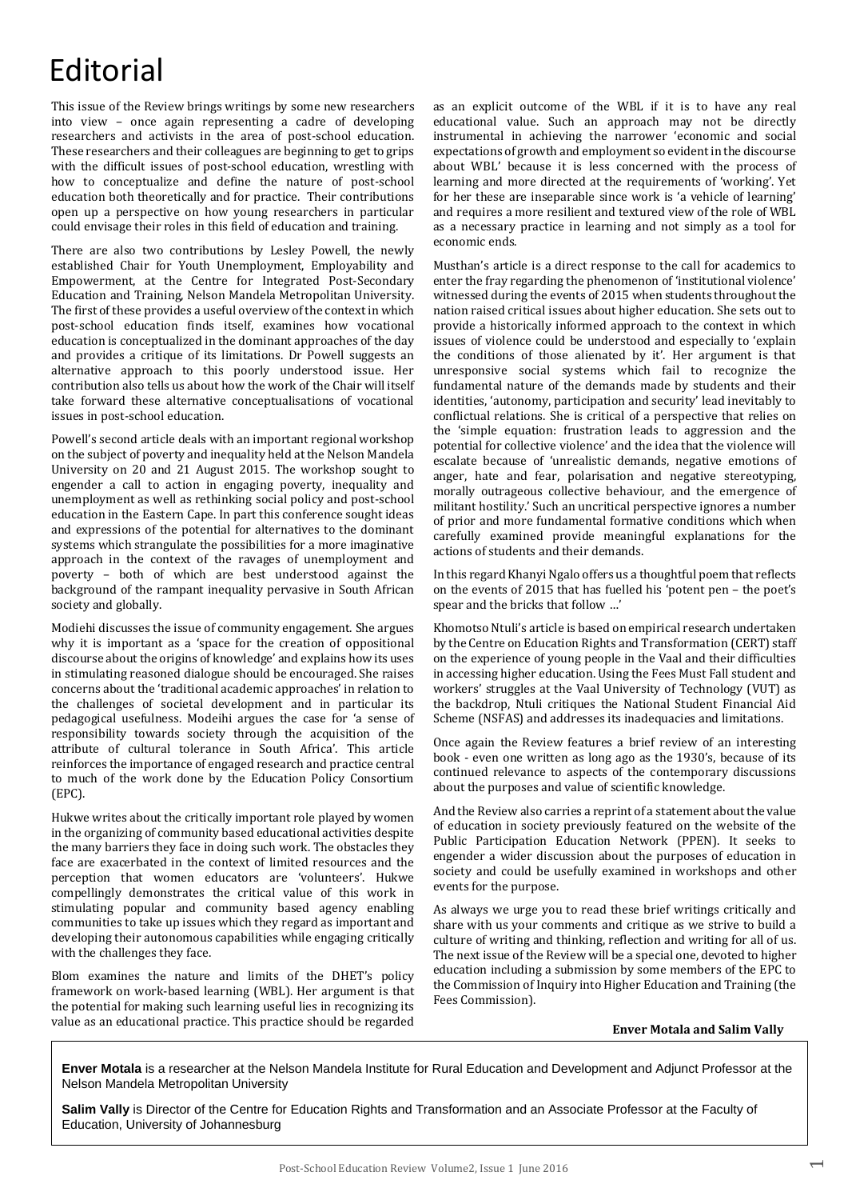# Editorial

This issue of the Review brings writings by some new researchers into view – once again representing a cadre of developing researchers and activists in the area of post-school education. These researchers and their colleagues are beginning to get to grips with the difficult issues of post-school education, wrestling with how to conceptualize and define the nature of post-school education both theoretically and for practice. Their contributions open up a perspective on how young researchers in particular could envisage their roles in this field of education and training.

There are also two contributions by Lesley Powell, the newly established Chair for Youth Unemployment, Employability and Empowerment, at the Centre for Integrated Post-Secondary Education and Training, Nelson Mandela Metropolitan University. The first of these provides a useful overview of the context in which post-school education finds itself, examines how vocational education is conceptualized in the dominant approaches of the day and provides a critique of its limitations. Dr Powell suggests an alternative approach to this poorly understood issue. Her contribution also tells us about how the work of the Chair will itself take forward these alternative conceptualisations of vocational issues in post-school education.

Powell's second article deals with an important regional workshop on the subject of poverty and inequality held at the Nelson Mandela University on 20 and 21 August 2015. The workshop sought to engender a call to action in engaging poverty, inequality and unemployment as well as rethinking social policy and post-school education in the Eastern Cape. In part this conference sought ideas and expressions of the potential for alternatives to the dominant systems which strangulate the possibilities for a more imaginative approach in the context of the ravages of unemployment and poverty – both of which are best understood against the background of the rampant inequality pervasive in South African society and globally.

Modiehi discusses the issue of community engagement. She argues why it is important as a 'space for the creation of oppositional discourse about the origins of knowledge' and explains how its uses in stimulating reasoned dialogue should be encouraged. She raises concerns about the 'traditional academic approaches' in relation to the challenges of societal development and in particular its pedagogical usefulness. Modeihi argues the case for 'a sense of responsibility towards society through the acquisition of the attribute of cultural tolerance in South Africa'. This article reinforces the importance of engaged research and practice central to much of the work done by the Education Policy Consortium (EPC).

Hukwe writes about the critically important role played by women in the organizing of community based educational activities despite the many barriers they face in doing such work. The obstacles they face are exacerbated in the context of limited resources and the perception that women educators are 'volunteers'. Hukwe compellingly demonstrates the critical value of this work in stimulating popular and community based agency enabling communities to take up issues which they regard as important and developing their autonomous capabilities while engaging critically with the challenges they face.

Blom examines the nature and limits of the DHET's policy framework on work-based learning (WBL). Her argument is that the potential for making such learning useful lies in recognizing its value as an educational practice. This practice should be regarded as an explicit outcome of the WBL if it is to have any real educational value. Such an approach may not be directly instrumental in achieving the narrower 'economic and social expectations of growth and employment so evident in the discourse about WBL' because it is less concerned with the process of learning and more directed at the requirements of 'working'. Yet for her these are inseparable since work is 'a vehicle of learning' and requires a more resilient and textured view of the role of WBL as a necessary practice in learning and not simply as a tool for economic ends.

Musthan's article is a direct response to the call for academics to enter the fray regarding the phenomenon of 'institutional violence' witnessed during the events of 2015 when students throughout the nation raised critical issues about higher education. She sets out to provide a historically informed approach to the context in which issues of violence could be understood and especially to 'explain the conditions of those alienated by it'. Her argument is that unresponsive social systems which fail to recognize the fundamental nature of the demands made by students and their identities, 'autonomy, participation and security' lead inevitably to conflictual relations. She is critical of a perspective that relies on the 'simple equation: frustration leads to aggression and the potential for collective violence' and the idea that the violence will escalate because of 'unrealistic demands, negative emotions of anger, hate and fear, polarisation and negative stereotyping, morally outrageous collective behaviour, and the emergence of militant hostility.' Such an uncritical perspective ignores a number of prior and more fundamental formative conditions which when carefully examined provide meaningful explanations for the actions of students and their demands.

In this regard Khanyi Ngalo offers us a thoughtful poem that reflects on the events of 2015 that has fuelled his 'potent pen – the poet's spear and the bricks that follow …'

Khomotso Ntuli's article is based on empirical research undertaken by the Centre on Education Rights and Transformation (CERT) staff on the experience of young people in the Vaal and their difficulties in accessing higher education. Using the Fees Must Fall student and workers' struggles at the Vaal University of Technology (VUT) as the backdrop, Ntuli critiques the National Student Financial Aid Scheme (NSFAS) and addresses its inadequacies and limitations.

Once again the Review features a brief review of an interesting book - even one written as long ago as the 1930's, because of its continued relevance to aspects of the contemporary discussions about the purposes and value of scientific knowledge.

And the Review also carries a reprint of a statement about the value of education in society previously featured on the website of the Public Participation Education Network (PPEN). It seeks to engender a wider discussion about the purposes of education in society and could be usefully examined in workshops and other events for the purpose.

As always we urge you to read these brief writings critically and share with us your comments and critique as we strive to build a culture of writing and thinking, reflection and writing for all of us. The next issue of the Review will be a special one, devoted to higher education including a submission by some members of the EPC to the Commission of Inquiry into Higher Education and Training (the Fees Commission).

**Enver Motala and Salim Vally**

**Enver Motala** is a researcher at the Nelson Mandela Institute for Rural Education and Development and Adjunct Professor at the Nelson Mandela Metropolitan University

**Salim Vally** is Director of the Centre for Education Rights and Transformation and an Associate Professor at the Faculty of Education, University of Johannesburg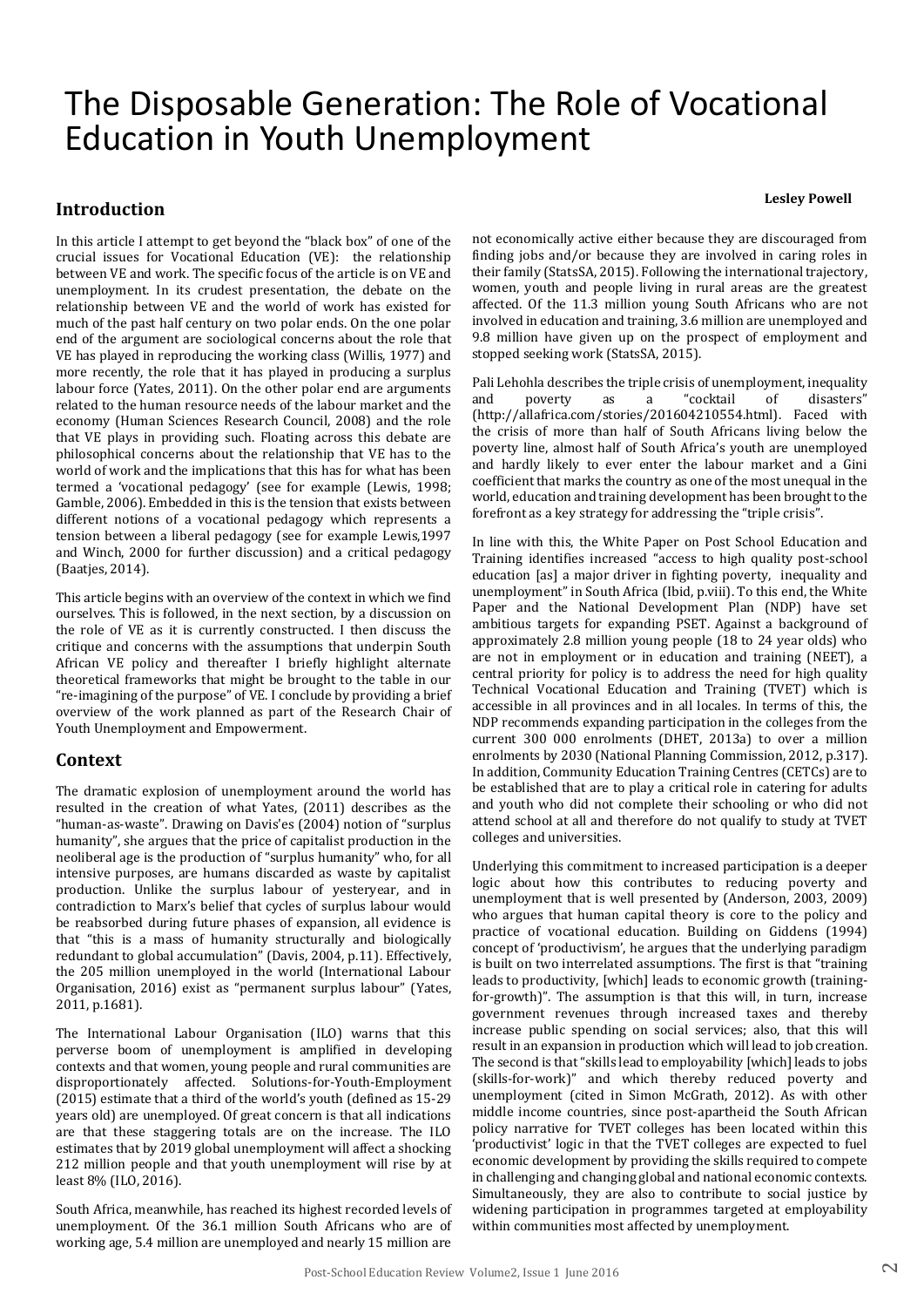# The Disposable Generation: The Role of Vocational Education in Youth Unemployment

**Lesley Powell**

## Introduction

In this article I attempt to get beyond the "black box" of one of the crucial issues for Vocational Education (VE): the relationship between VE and work. The specific focus of the article is on VE and unemployment. In its crudest presentation, the debate on the relationship between VE and the world of work has existed for much of the past half century on two polar ends. On the one polar end of the argument are sociological concerns about the role that VE has played in reproducing the working class (Willis, 1977) and more recently, the role that it has played in producing a surplus labour force (Yates, 2011). On the other polar end are arguments related to the human resource needs of the labour market and the economy (Human Sciences Research Council, 2008) and the role that VE plays in providing such. Floating across this debate are philosophical concerns about the relationship that VE has to the world of work and the implications that this has for what has been termed a 'vocational pedagogy' (see for example (Lewis, 1998; Gamble, 2006). Embedded in this is the tension that exists between different notions of a vocational pedagogy which represents a tension between a liberal pedagogy (see for example Lewis,1997 and Winch, 2000 for further discussion) and a critical pedagogy (Baatjes, 2014).

This article begins with an overview of the context in which we find ourselves. This is followed, in the next section, by a discussion on the role of VE as it is currently constructed. I then discuss the critique and concerns with the assumptions that underpin South African VE policy and thereafter I briefly highlight alternate theoretical frameworks that might be brought to the table in our "re-imagining of the purpose" of VE. I conclude by providing a brief overview of the work planned as part of the Research Chair of Youth Unemployment and Empowerment.

## Context

The dramatic explosion of unemployment around the world has resulted in the creation of what Yates, (2011) describes as the "human-as-waste". Drawing on Davis'es (2004) notion of "surplus humanity", she argues that the price of capitalist production in the neoliberal age is the production of "surplus humanity" who, for all intensive purposes, are humans discarded as waste by capitalist production. Unlike the surplus labour of yesteryear, and in contradiction to Marx's belief that cycles of surplus labour would be reabsorbed during future phases of expansion, all evidence is that "this is a mass of humanity structurally and biologically redundant to global accumulation" (Davis, 2004, p.11). Effectively, the 205 million unemployed in the world (International Labour Organisation, 2016) exist as "permanent surplus labour" (Yates, 2011, p.1681).

The International Labour Organisation (ILO) warns that this perverse boom of unemployment is amplified in developing contexts and that women, young people and rural communities are disproportionately affected. Solutions-for-Youth-Employment (2015) estimate that a third of the world's youth (defined as 15-29 years old) are unemployed. Of great concern is that all indications are that these staggering totals are on the increase. The ILO estimates that by 2019 global unemployment will affect a shocking 212 million people and that youth unemployment will rise by at least 8% (ILO, 2016).

South Africa, meanwhile, has reached its highest recorded levels of unemployment. Of the 36.1 million South Africans who are of working age, 5.4 million are unemployed and nearly 15 million are not economically active either because they are discouraged from finding jobs and/or because they are involved in caring roles in their family (StatsSA, 2015). Following the international trajectory, women, youth and people living in rural areas are the greatest affected. Of the 11.3 million young South Africans who are not involved in education and training, 3.6 million are unemployed and 9.8 million have given up on the prospect of employment and stopped seeking work (StatsSA, 2015).

Pali Lehohla describes the triple crisis of unemployment, inequality and poverty as a "cocktail of disasters" (http://allafrica.com/stories/201604210554.html). Faced with the crisis of more than half of South Africans living below the poverty line, almost half of South Africa's youth are unemployed and hardly likely to ever enter the labour market and a Gini coefficient that marks the country as one of the most unequal in the world, education and training development has been brought to the forefront as a key strategy for addressing the "triple crisis".

In line with this, the White Paper on Post School Education and Training identifies increased "access to high quality post-school education [as] a major driver in fighting poverty, inequality and unemployment" in South Africa (Ibid, p.viii). To this end, the White Paper and the National Development Plan (NDP) have set ambitious targets for expanding PSET. Against a background of approximately 2.8 million young people (18 to 24 year olds) who are not in employment or in education and training (NEET), a central priority for policy is to address the need for high quality Technical Vocational Education and Training (TVET) which is accessible in all provinces and in all locales. In terms of this, the NDP recommends expanding participation in the colleges from the current 300 000 enrolments (DHET, 2013a) to over a million enrolments by 2030 (National Planning Commission, 2012, p.317). In addition, Community Education Training Centres (CETCs) are to be established that are to play a critical role in catering for adults and youth who did not complete their schooling or who did not attend school at all and therefore do not qualify to study at TVET colleges and universities.

Underlying this commitment to increased participation is a deeper logic about how this contributes to reducing poverty and unemployment that is well presented by (Anderson, 2003, 2009) who argues that human capital theory is core to the policy and practice of vocational education. Building on Giddens (1994) concept of 'productivism', he argues that the underlying paradigm is built on two interrelated assumptions. The first is that "training leads to productivity, [which] leads to economic growth (training-for-growth)". The assumption is that this will, in turn, increase government revenues through increased taxes and thereby increase public spending on social services; also, that this will result in an expansion in production which will lead to job creation. The second is that "skills lead to employability [which] leads to jobs (skills-for-work)" and which thereby reduced poverty and unemployment (cited in Simon McGrath, 2012). As with other middle income countries, since post-apartheid the South African policy narrative for TVET colleges has been located within this 'productivist' logic in that the TVET colleges are expected to fuel economic development by providing the skills required to compete in challenging and changing global and national economic contexts. Simultaneously, they are also to contribute to social justice by widening participation in programmes targeted at employability within communities most affected by unemployment.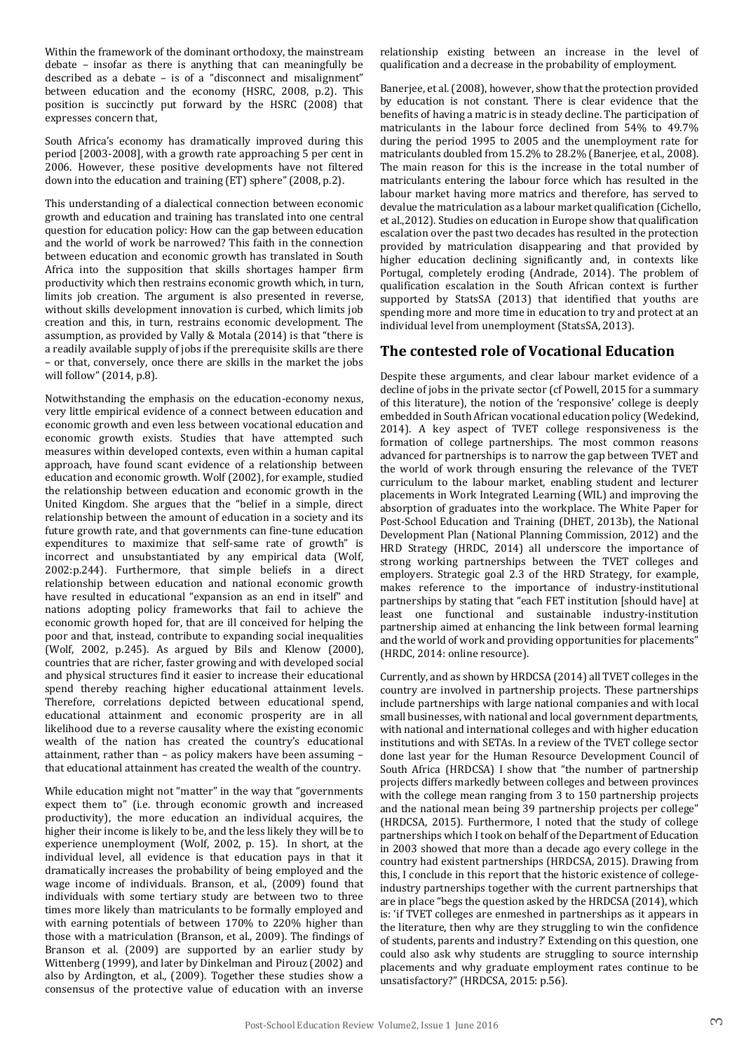Within the framework of the dominant orthodoxy, the mainstream debate – insofar as there is anything that can meaningfully be described as a debate – is of a "disconnect and misalignment" between education and the economy (HSRC, 2008, p.2). This position is succinctly put forward by the HSRC (2008) that expresses concern that,

South Africa's economy has dramatically improved during this period [2003-2008], with a growth rate approaching 5 per cent in 2006. However, these positive developments have not filtered down into the education and training (ET) sphere" (2008, p.2).

This understanding of a dialectical connection between economic growth and education and training has translated into one central question for education policy: How can the gap between education and the world of work be narrowed? This faith in the connection between education and economic growth has translated in South Africa into the supposition that skills shortages hamper firm productivity which then restrains economic growth which, in turn, limits job creation. The argument is also presented in reverse, without skills development innovation is curbed, which limits job creation and this, in turn, restrains economic development. The assumption, as provided by Vally & Motala (2014) is that "there is a readily available supply of jobs if the prerequisite skills are there – or that, conversely, once there are skills in the market the jobs will follow" (2014, p.8).

Notwithstanding the emphasis on the education-economy nexus, very little empirical evidence of a connect between education and economic growth and even less between vocational education and economic growth exists. Studies that have attempted such measures within developed contexts, even within a human capital approach, have found scant evidence of a relationship between education and economic growth. Wolf (2002), for example, studied the relationship between education and economic growth in the United Kingdom. She argues that the "belief in a simple, direct relationship between the amount of education in a society and its future growth rate, and that governments can fine-tune education expenditures to maximize that self-same rate of growth" is incorrect and unsubstantiated by any empirical data (Wolf, 2002:p.244). Furthermore, that simple beliefs in a direct relationship between education and national economic growth have resulted in educational "expansion as an end in itself" and nations adopting policy frameworks that fail to achieve the economic growth hoped for, that are ill conceived for helping the poor and that, instead, contribute to expanding social inequalities (Wolf, 2002, p.245). As argued by Bils and Klenow (2000), countries that are richer, faster growing and with developed social and physical structures find it easier to increase their educational spend thereby reaching higher educational attainment levels. Therefore, correlations depicted between educational spend, educational attainment and economic prosperity are in all likelihood due to a reverse causality where the existing economic wealth of the nation has created the country's educational attainment, rather than – as policy makers have been assuming – that educational attainment has created the wealth of the country.

While education might not "matter" in the way that "governments expect them to" (i.e. through economic growth and increased productivity), the more education an individual acquires, the higher their income is likely to be, and the less likely they will be to experience unemployment (Wolf, 2002, p. 15). In short, at the individual level, all evidence is that education pays in that it dramatically increases the probability of being employed and the wage income of individuals. Branson, et al., (2009) found that individuals with some tertiary study are between two to three times more likely than matriculants to be formally employed and with earning potentials of between 170% to 220% higher than those with a matriculation (Branson, et al., 2009). The findings of Branson et al. (2009) are supported by an earlier study by Wittenberg (1999), and later by Dinkelman and Pirouz (2002) and also by Ardington, et al., (2009). Together these studies show a consensus of the protective value of education with an inverse relationship existing between an increase in the level of qualification and a decrease in the probability of employment.

Banerjee, et al. (2008), however, show that the protection provided by education is not constant. There is clear evidence that the benefits of having a matric is in steady decline. The participation of matriculants in the labour force declined from 54% to 49.7% during the period 1995 to 2005 and the unemployment rate for matriculants doubled from 15.2% to 28.2% (Banerjee, et al., 2008). The main reason for this is the increase in the total number of matriculants entering the labour force which has resulted in the labour market having more matrics and therefore, has served to devalue the matriculation as a labour market qualification (Cichello, et al.,2012). Studies on education in Europe show that qualification escalation over the past two decades has resulted in the protection provided by matriculation disappearing and that provided by higher education declining significantly and, in contexts like Portugal, completely eroding (Andrade, 2014). The problem of qualification escalation in the South African context is further supported by StatsSA (2013) that identified that youths are spending more and more time in education to try and protect at an individual level from unemployment (StatsSA, 2013).

## The contested role of Vocational Education

Despite these arguments, and clear labour market evidence of a decline of jobs in the private sector (cf Powell, 2015 for a summary of this literature), the notion of the 'responsive' college is deeply embedded in South African vocational education policy (Wedekind, 2014). A key aspect of TVET college responsiveness is the formation of college partnerships. The most common reasons advanced for partnerships is to narrow the gap between TVET and the world of work through ensuring the relevance of the TVET curriculum to the labour market, enabling student and lecturer placements in Work Integrated Learning (WIL) and improving the absorption of graduates into the workplace. The White Paper for Post-School Education and Training (DHET, 2013b), the National Development Plan (National Planning Commission, 2012) and the HRD Strategy (HRDC, 2014) all underscore the importance of strong working partnerships between the TVET colleges and employers. Strategic goal 2.3 of the HRD Strategy, for example, makes reference to the importance of industry-institutional partnerships by stating that "each FET institution [should have] at least one functional and sustainable industry-institution partnership aimed at enhancing the link between formal learning and the world of work and providing opportunities for placements" (HRDC, 2014: online resource).

Currently, and as shown by HRDCSA (2014) all TVET colleges in the country are involved in partnership projects. These partnerships include partnerships with large national companies and with local small businesses, with national and local government departments, with national and international colleges and with higher education institutions and with SETAs. In a review of the TVET college sector done last year for the Human Resource Development Council of South Africa (HRDCSA) I show that "the number of partnership projects differs markedly between colleges and between provinces with the college mean ranging from 3 to 150 partnership projects and the national mean being 39 partnership projects per college" (HRDCSA, 2015). Furthermore, I noted that the study of college partnerships which I took on behalf of the Department of Education in 2003 showed that more than a decade ago every college in the country had existent partnerships (HRDCSA, 2015). Drawing from this, I conclude in this report that the historic existence of college-industry partnerships together with the current partnerships that are in place "begs the question asked by the HRDCSA (2014), which is: 'if TVET colleges are enmeshed in partnerships as it appears in the literature, then why are they struggling to win the confidence of students, parents and industry?' Extending on this question, one could also ask why students are struggling to source internship placements and why graduate employment rates continue to be unsatisfactory?" (HRDCSA, 2015: p.56).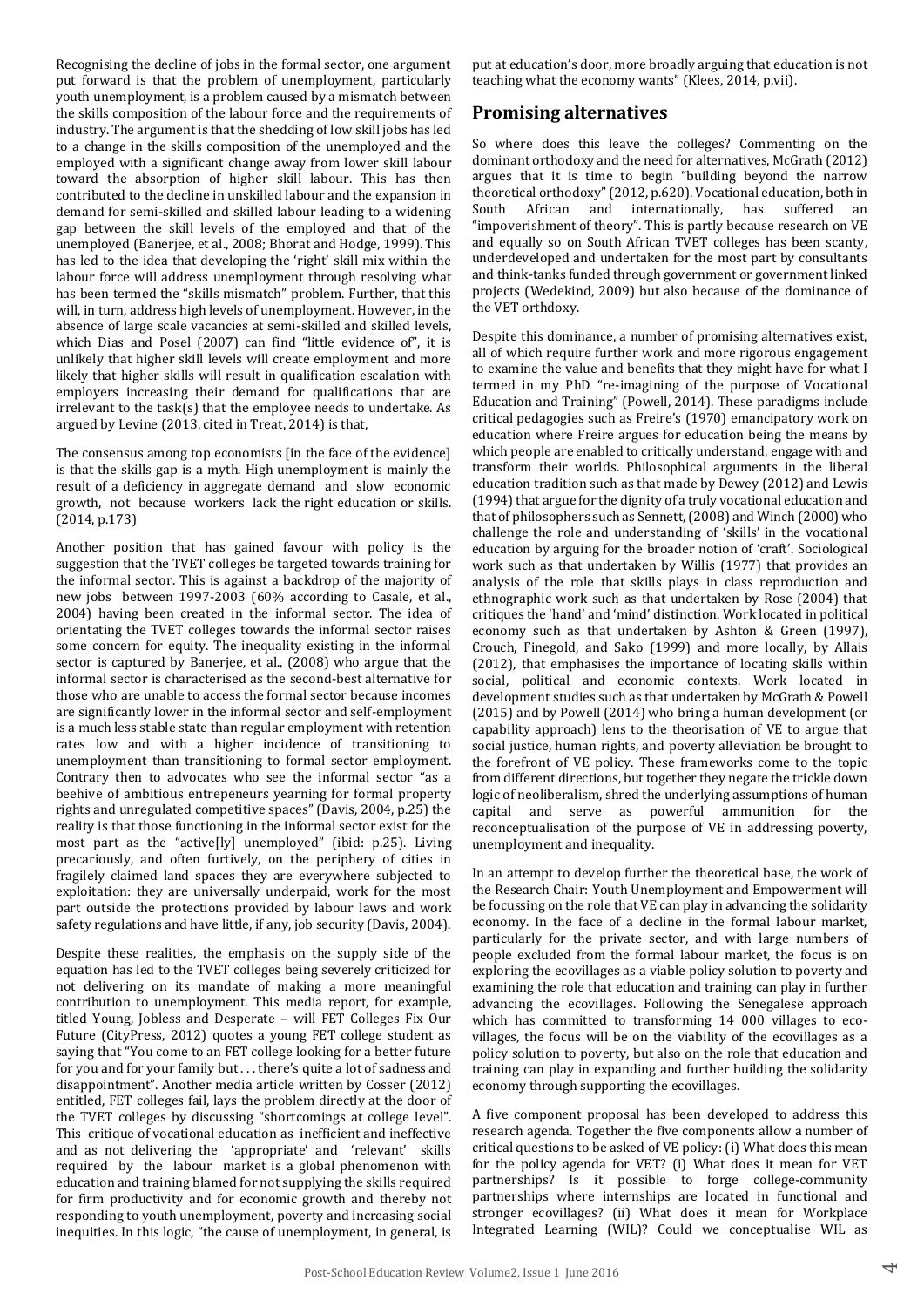Recognising the decline of jobs in the formal sector, one argument put forward is that the problem of unemployment, particularly youth unemployment, is a problem caused by a mismatch between the skills composition of the labour force and the requirements of industry. The argument is that the shedding of low skill jobs has led to a change in the skills composition of the unemployed and the employed with a significant change away from lower skill labour toward the absorption of higher skill labour. This has then contributed to the decline in unskilled labour and the expansion in demand for semi-skilled and skilled labour leading to a widening gap between the skill levels of the employed and that of the unemployed (Banerjee, et al., 2008; Bhorat and Hodge, 1999). This has led to the idea that developing the 'right' skill mix within the labour force will address unemployment through resolving what has been termed the "skills mismatch" problem. Further, that this will, in turn, address high levels of unemployment. However, in the absence of large scale vacancies at semi-skilled and skilled levels, which Dias and Posel (2007) can find "little evidence of", it is unlikely that higher skill levels will create employment and more likely that higher skills will result in qualification escalation with employers increasing their demand for qualifications that are irrelevant to the task(s) that the employee needs to undertake. As argued by Levine (2013, cited in Treat, 2014) is that,

> The consensus among top economists [in the face of the evidence] is that the skills gap is a myth. High unemployment is mainly the result of a deficiency in aggregate demand and slow economic growth, not because workers lack the right education or skills. (2014, p.173)

Another position that has gained favour with policy is the suggestion that the TVET colleges be targeted towards training for the informal sector. This is against a backdrop of the majority of new jobs between 1997-2003 (60% according to Casale, et al., 2004) having been created in the informal sector. The idea of orientating the TVET colleges towards the informal sector raises some concern for equity. The inequality existing in the informal sector is captured by Banerjee, et al., (2008) who argue that the informal sector is characterised as the second-best alternative for those who are unable to access the formal sector because incomes are significantly lower in the informal sector and self-employment is a much less stable state than regular employment with retention rates low and with a higher incidence of transitioning to unemployment than transitioning to formal sector employment. Contrary then to advocates who see the informal sector "as a beehive of ambitious entrepeneurs yearning for formal property rights and unregulated competitive spaces" (Davis, 2004, p.25) the reality is that those functioning in the informal sector exist for the most part as the "active[ly] unemployed" (ibid: p.25). Living precariously, and often furtively, on the periphery of cities in fragilely claimed land spaces they are everywhere subjected to exploitation: they are universally underpaid, work for the most part outside the protections provided by labour laws and work safety regulations and have little, if any, job security (Davis, 2004).

Despite these realities, the emphasis on the supply side of the equation has led to the TVET colleges being severely criticized for not delivering on its mandate of making a more meaningful contribution to unemployment. This media report, for example, titled Young, Jobless and Desperate – will FET Colleges Fix Our Future (CityPress, 2012) quotes a young FET college student as saying that "You come to an FET college looking for a better future for you and for your family but . . . there's quite a lot of sadness and disappointment". Another media article written by Cosser (2012) entitled, FET colleges fail, lays the problem directly at the door of the TVET colleges by discussing "shortcomings at college level". This critique of vocational education as inefficient and ineffective and as not delivering the 'appropriate' and 'relevant' skills required by the labour market is a global phenomenon with education and training blamed for not supplying the skills required for firm productivity and for economic growth and thereby not responding to youth unemployment, poverty and increasing social inequities. In this logic, "the cause of unemployment, in general, is put at education's door, more broadly arguing that education is not teaching what the economy wants" (Klees, 2014, p.vii).

## Promising alternatives

So where does this leave the colleges? Commenting on the dominant orthodoxy and the need for alternatives, McGrath (2012) argues that it is time to begin "building beyond the narrow theoretical orthodoxy" (2012, p.620). Vocational education, both in South African and internationally, has suffered an "impoverishment of theory". This is partly because research on VE and equally so on South African TVET colleges has been scanty, underdeveloped and undertaken for the most part by consultants and think-tanks funded through government or government linked projects (Wedekind, 2009) but also because of the dominance of the VET orthdoxy.

Despite this dominance, a number of promising alternatives exist, all of which require further work and more rigorous engagement to examine the value and benefits that they might have for what I termed in my PhD "re-imagining of the purpose of Vocational Education and Training" (Powell, 2014). These paradigms include critical pedagogies such as Freire's (1970) emancipatory work on education where Freire argues for education being the means by which people are enabled to critically understand, engage with and transform their worlds. Philosophical arguments in the liberal education tradition such as that made by Dewey (2012) and Lewis (1994) that argue for the dignity of a truly vocational education and that of philosophers such as Sennett, (2008) and Winch (2000) who challenge the role and understanding of 'skills' in the vocational education by arguing for the broader notion of 'craft'. Sociological work such as that undertaken by Willis (1977) that provides an analysis of the role that skills plays in class reproduction and ethnographic work such as that undertaken by Rose (2004) that critiques the 'hand' and 'mind' distinction. Work located in political economy such as that undertaken by Ashton & Green (1997), Crouch, Finegold, and Sako (1999) and more locally, by Allais (2012), that emphasises the importance of locating skills within social, political and economic contexts. Work located in development studies such as that undertaken by McGrath & Powell (2015) and by Powell (2014) who bring a human development (or capability approach) lens to the theorisation of VE to argue that social justice, human rights, and poverty alleviation be brought to the forefront of VE policy. These frameworks come to the topic from different directions, but together they negate the trickle down logic of neoliberalism, shred the underlying assumptions of human capital and serve as powerful ammunition for the reconceptualisation of the purpose of VE in addressing poverty, unemployment and inequality.

In an attempt to develop further the theoretical base, the work of the Research Chair: Youth Unemployment and Empowerment will be focussing on the role that VE can play in advancing the solidarity economy. In the face of a decline in the formal labour market, particularly for the private sector, and with large numbers of people excluded from the formal labour market, the focus is on exploring the ecovillages as a viable policy solution to poverty and examining the role that education and training can play in further advancing the ecovillages. Following the Senegalese approach which has committed to transforming 14 000 villages to eco-villages, the focus will be on the viability of the ecovillages as a policy solution to poverty, but also on the role that education and training can play in expanding and further building the solidarity economy through supporting the ecovillages.

A five component proposal has been developed to address this research agenda. Together the five components allow a number of critical questions to be asked of VE policy: (i) What does this mean for the policy agenda for VET? (i) What does it mean for VET partnerships? Is it possible to forge college-community partnerships where internships are located in functional and stronger ecovillages? (ii) What does it mean for Workplace Integrated Learning (WIL)? Could we conceptualise WIL as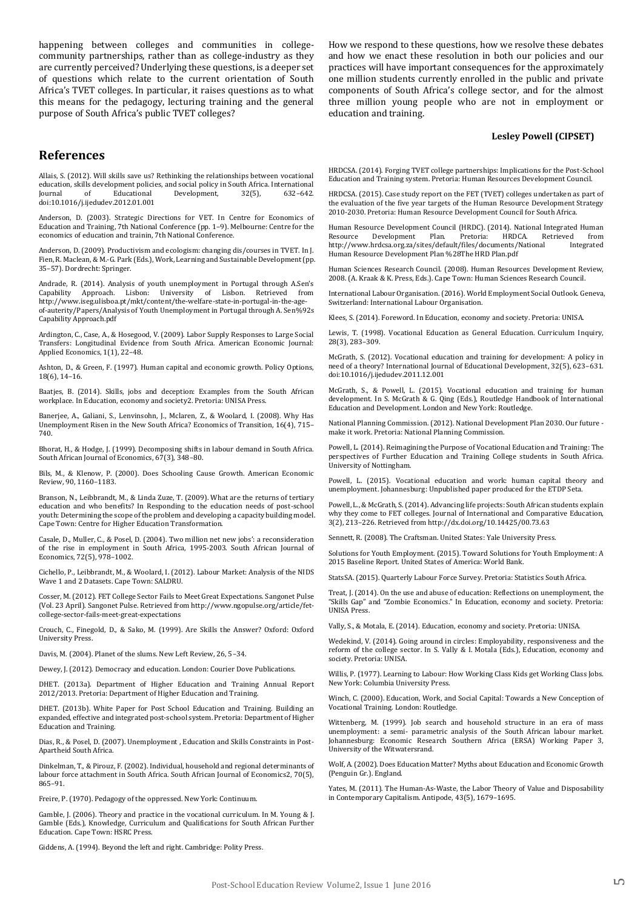happening between colleges and communities in college-community partnerships, rather than as college-industry as they are currently perceived? Underlying these questions, is a deeper set of questions which relate to the current orientation of South Africa's TVET colleges. In particular, it raises questions as to what this means for the pedagogy, lecturing training and the general purpose of South Africa's public TVET colleges?

How we respond to these questions, how we resolve these debates and how we enact these resolution in both our policies and our practices will have important consequences for the approximately one million students currently enrolled in the public and private components of South Africa's college sector, and for the almost three million young people who are not in employment or education and training.

**Lesley Powell (CIPSET)**

## References

Allais, S. (2012). Will skills save us? Rethinking the relationships between vocational education, skills development policies, and social policy in South Africa. International Journal of Educational Development, 32(5), 632–642. doi:10.1016/j.ijedudev.2012.01.001

Anderson, D. (2003). Strategic Directions for VET. In Centre for Economics of Education and Training, 7th National Conference (pp. 1–9). Melbourne: Centre for the economics of education and trainin, 7th National Conference.

Anderson, D. (2009). Productivism and ecologism: changing dis/courses in TVET. In J. Fien, R. Maclean, & M.-G. Park (Eds.), Work, Learning and Sustainable Development (pp. 35–57). Dordrecht: Springer.

Andrade, R. (2014). Analysis of youth unemployment in Portugal through A.Sen's Capability Approach. Lisbon: University of Lisbon. Retrieved from http://www.iseg.ulisboa.pt/mkt/content/the-welfare-state-in-portugal-in-the-age-of-auterity/Papers/Analysis of Youth Unemployment in Portugal through A. Sen%92s Capability Approach.pdf

Ardington, C., Case, A., & Hosegood, V. (2009). Labor Supply Responses to Large Social Transfers: Longitudinal Evidence from South Africa. American Economic Journal: Applied Economics, 1(1), 22–48.

Ashton, D., & Green, F. (1997). Human capital and economic growth. Policy Options, 18(6), 14–16.

Baatjes, B. (2014). Skills, jobs and deception: Examples from the South African workplace. In Education, economy and society2. Pretoria: UNISA Press.

Banerjee, A., Galiani, S., Lenvinsohn, J., Mclaren, Z., & Woolard, I. (2008). Why Has Unemployment Risen in the New South Africa? Economics of Transition, 16(4), 715–740.

Bhorat, H., & Hodge, J. (1999). Decomposing shifts in labour demand in South Africa. South African Journal of Economics, 67(3), 348–80.

Bils, M., & Klenow, P. (2000). Does Schooling Cause Growth. American Economic Review, 90, 1160–1183.

Branson, N., Leibbrandt, M., & Linda Zuze, T. (2009). What are the returns of tertiary education and who benefits? In Responding to the education needs of post-school youth: Determining the scope of the problem and developing a capacity building model. Cape Town: Centre for Higher Education Transformation.

Casale, D., Muller, C., & Posel, D. (2004). Two million net new jobs': a reconsideration of the rise in employment in South Africa, 1995-2003. South African Journal of Economics, 72(5), 978–1002.

Cichello, P., Leibbrandt, M., & Woolard, I. (2012). Labour Market: Analysis of the NIDS Wave 1 and 2 Datasets. Cape Town: SALDRU.

Cosser, M. (2012). FET College Sector Fails to Meet Great Expectations. Sangonet Pulse (Vol. 23 April). Sangonet Pulse. Retrieved from http://www.ngopulse.org/article/fet-college-sector-fails-meet-great-expectations

Crouch, C., Finegold, D., & Sako, M. (1999). Are Skills the Answer? Oxford: Oxford University Press.

Davis, M. (2004). Planet of the slums. New Left Review, 26, 5–34.

Dewey, J. (2012). Democracy and education. London: Courier Dove Publications.

DHET. (2013a). Department of Higher Education and Training Annual Report 2012/2013. Pretoria: Department of Higher Education and Training.

DHET. (2013b). White Paper for Post School Education and Training. Building an expanded, effective and integrated post-school system. Pretoria: Department of Higher Education and Training.

Dias, R., & Posel, D. (2007). Unemployment , Education and Skills Constraints in Post-Apartheid South Africa.

Dinkelman, T., & Pirouz, F. (2002). Individual, household and regional determinants of labour force attachment in South Africa. South African Journal of Economics2, 70(5), 865–91.

Freire, P. (1970). Pedagogy of the oppressed. New York: Continuum.

Gamble, J. (2006). Theory and practice in the vocational curriculum. In M. Young & J. Gamble (Eds.), Knowledge, Curriculum and Qualifications for South African Further Education. Cape Town: HSRC Press.

Giddens, A. (1994). Beyond the left and right. Cambridge: Polity Press.

HRDCSA. (2014). Forging TVET college partnerships: Implications for the Post-School Education and Training system. Pretoria: Human Resources Development Council.

HRDCSA. (2015). Case study report on the FET (TVET) colleges undertaken as part of the evaluation of the five year targets of the Human Resource Development Strategy 2010-2030. Pretoria: Human Resource Development Council for South Africa.

Human Resource Development Council (HRDC). (2014). National Integrated Human Resource Development Plan. Pretoria: HRDCA. Retrieved from http://www.hrdcsa.org.za/sites/default/files/documents/National Integrated Human Resource Development Plan %28The HRD Plan.pdf

Human Sciences Research Council. (2008). Human Resources Development Review, 2008. (A. Kraak & K. Press, Eds.). Cape Town: Human Sciences Research Council.

International Labour Organisation. (2016). World Employment Social Outlook. Geneva, Switzerland: International Labour Organisation.

Klees, S. (2014). Foreword. In Education, economy and society. Pretoria: UNISA.

Lewis, T. (1998). Vocational Education as General Education. Curriculum Inquiry, 28(3), 283–309.

McGrath, S. (2012). Vocational education and training for development: A policy in need of a theory? International Journal of Educational Development, 32(5), 623–631. doi:10.1016/j.ijedudev.2011.12.001

McGrath, S., & Powell, L. (2015). Vocational education and training for human development. In S. McGrath & G. Qing (Eds.), Routledge Handbook of International Education and Development. London and New York: Routledge.

National Planning Commission. (2012). National Development Plan 2030. Our future - make it work. Pretoria: National Planning Commission.

Powell, L. (2014). Reimagining the Purpose of Vocational Education and Training: The perspectives of Further Education and Training College students in South Africa. University of Nottingham.

Powell, L. (2015). Vocational education and work: human capital theory and unemployment. Johannesburg: Unpublished paper produced for the ETDP Seta.

Powell, L., & McGrath, S. (2014). Advancing life projects: South African students explain why they come to FET colleges. Journal of International and Comparative Education, 3(2), 213–226. Retrieved from http://dx.doi.org/10.14425/00.73.63

Sennett, R. (2008). The Craftsman. United States: Yale University Press.

Solutions for Youth Employment. (2015). Toward Solutions for Youth Employment: A 2015 Baseline Report. United States of America: World Bank.

StatsSA. (2015). Quarterly Labour Force Survey. Pretoria: Statistics South Africa.

Treat, J. (2014). On the use and abuse of education: Reflections on unemployment, the "Skills Gap" and "Zombie Economics." In Education, economy and society. Pretoria: UNISA Press.

Vally, S., & Motala, E. (2014). Education, economy and society. Pretoria: UNISA.

Wedekind, V. (2014). Going around in circles: Employability, responsiveness and the reform of the college sector. In S. Vally & I. Motala (Eds.), Education, economy and society. Pretoria: UNISA.

Willis, P. (1977). Learning to Labour: How Working Class Kids get Working Class Jobs. New York: Columbia University Press.

Winch, C. (2000). Education, Work, and Social Capital: Towards a New Conception of Vocational Training. London: Routledge.

Wittenberg, M. (1999). Job search and household structure in an era of mass unemployment: a semi- parametric analysis of the South African labour market. Johannesburg: Economic Research Southern Africa (ERSA) Working Paper 3, University of the Witwatersrand.

Wolf, A. (2002). Does Education Matter? Myths about Education and Economic Growth (Penguin Gr.). England.

Yates, M. (2011). The Human-As-Waste, the Labor Theory of Value and Disposability in Contemporary Capitalism. Antipode, 43(5), 1679–1695.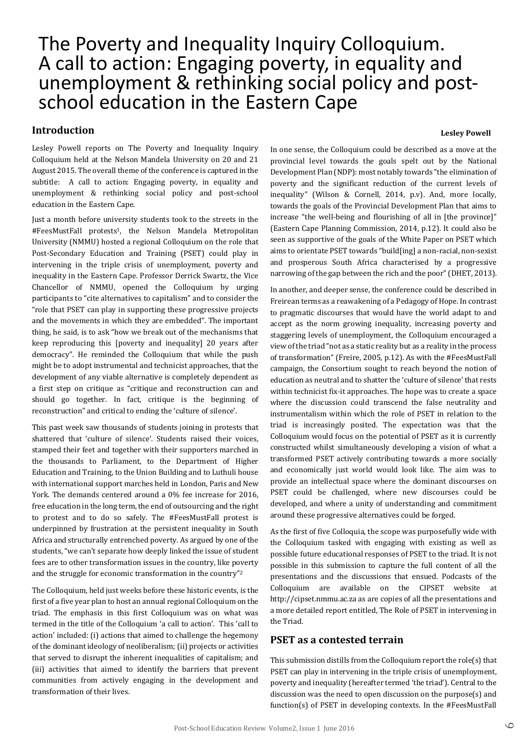# The Poverty and Inequality Inquiry Colloquium. A call to action: Engaging poverty, in equality and unemployment & rethinking social policy and post-school education in the Eastern Cape

**Lesley Powell**

## Introduction

Lesley Powell reports on The Poverty and Inequality Inquiry Colloquium held at the Nelson Mandela University on 20 and 21 August 2015. The overall theme of the conference is captured in the subtitle: A call to action: Engaging poverty, in equality and unemployment & rethinking social policy and post-school education in the Eastern Cape.

Just a month before university students took to the streets in the #FeesMustFall protests[1], the Nelson Mandela Metropolitan University (NMMU) hosted a regional Colloquium on the role that Post-Secondary Education and Training (PSET) could play in intervening in the triple crisis of unemployment, poverty and inequality in the Eastern Cape. Professor Derrick Swartz, the Vice Chancellor of NMMU, opened the Colloquium by urging participants to "cite alternatives to capitalism" and to consider the "role that PSET can play in supporting these progressive projects and the movements in which they are embedded". The important thing, he said, is to ask "how we break out of the mechanisms that keep reproducing this [poverty and inequality] 20 years after democracy". He reminded the Colloquium that while the push might be to adopt instrumental and technicist approaches, that the development of any viable alternative is completely dependent as a first step on critique as "critique and reconstruction can and should go together. In fact, critique is the beginning of reconstruction" and critical to ending the 'culture of silence'.

This past week saw thousands of students joining in protests that shattered that 'culture of silence'. Students raised their voices, stamped their feet and together with their supporters marched in the thousands to Parliament, to the Department of Higher Education and Training, to the Union Building and to Luthuli house with international support marches held in London, Paris and New York. The demands centered around a 0% fee increase for 2016, free education in the long term, the end of outsourcing and the right to protest and to do so safely. The #FeesMustFall protest is underpinned by frustration at the persistent inequality in South Africa and structurally entrenched poverty. As argued by one of the students, "we can't separate how deeply linked the issue of student fees are to other transformation issues in the country, like poverty and the struggle for economic transformation in the country"[2]

The Colloquium, held just weeks before these historic events, is the first of a five year plan to host an annual regional Colloquium on the triad. The emphasis in this first Colloquium was on what was termed in the title of the Colloquium 'a call to action'. This 'call to action' included: (i) actions that aimed to challenge the hegemony of the dominant ideology of neoliberalism; (ii) projects or activities that served to disrupt the inherent inequalities of capitalism; and (iii) activities that aimed to identify the barriers that prevent communities from actively engaging in the development and transformation of their lives.

In one sense, the Colloquium could be described as a move at the provincial level towards the goals spelt out by the National Development Plan (NDP): most notably towards "the elimination of poverty and the significant reduction of the current levels of inequality" (Wilson & Cornell, 2014, p.v). And, more locally, towards the goals of the Provincial Development Plan that aims to increase "the well-being and flourishing of all in [the province]" (Eastern Cape Planning Commission, 2014, p.12). It could also be seen as supportive of the goals of the White Paper on PSET which aims to orientate PSET towards "build[ing] a non-racial, non-sexist and prosperous South Africa characterised by a progressive narrowing of the gap between the rich and the poor" (DHET, 2013).

In another, and deeper sense, the conference could be described in Freirean terms as a reawakening of a Pedagogy of Hope. In contrast to pragmatic discourses that would have the world adapt to and accept as the norm growing inequality, increasing poverty and staggering levels of unemployment, the Colloquium encouraged a view of the triad "not as a static reality but as a reality in the process of transformation" (Freire, 2005, p.12). As with the #FeesMustFall campaign, the Consortium sought to reach beyond the notion of education as neutral and to shatter the 'culture of silence' that rests within technicist fix-it approaches. The hope was to create a space where the discussion could transcend the false neutrality and instrumentalism within which the role of PSET in relation to the triad is increasingly posited. The expectation was that the Colloquium would focus on the potential of PSET as it is currently constructed whilst simultaneously developing a vision of what a transformed PSET actively contributing towards a more socially and economically just world would look like. The aim was to provide an intellectual space where the dominant discourses on PSET could be challenged, where new discourses could be developed, and where a unity of understanding and commitment around these progressive alternatives could be forged.

As the first of five Colloquia, the scope was purposefully wide with the Colloquium tasked with engaging with existing as well as possible future educational responses of PSET to the triad. It is not possible in this submission to capture the full content of all the presentations and the discussions that ensued. Podcasts of the Colloquium are available on the CIPSET website at http://cipset.nmmu.ac.za as are copies of all the presentations and a more detailed report entitled, The Role of PSET in intervening in the Triad.

## PSET as a contested terrain

This submission distills from the Colloquium report the role(s) that PSET can play in intervening in the triple crisis of unemployment, poverty and inequality (hereafter termed 'the triad'). Central to the discussion was the need to open discussion on the purpose(s) and function(s) of PSET in developing contexts. In the #FeesMustFall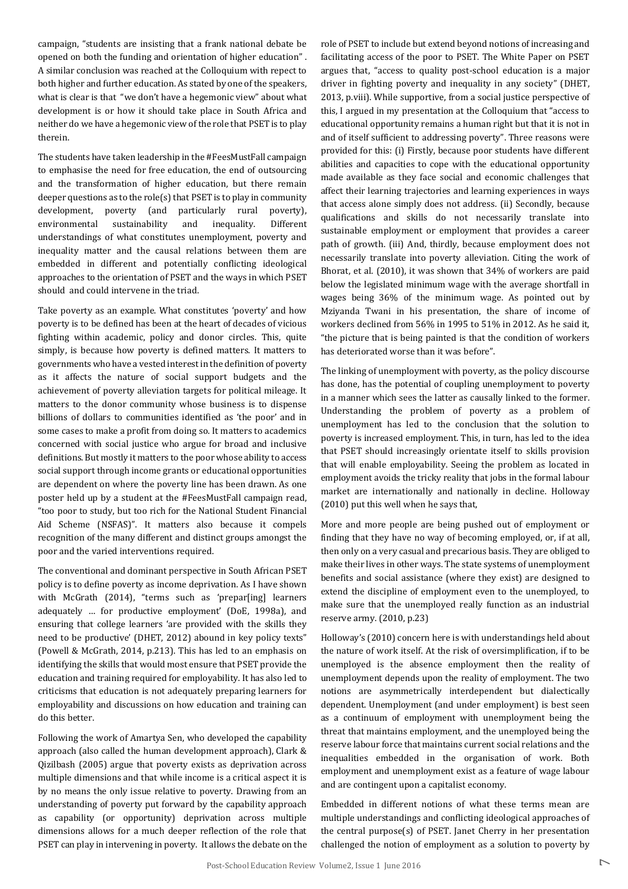campaign, "students are insisting that a frank national debate be opened on both the funding and orientation of higher education" . A similar conclusion was reached at the Colloquium with repect to both higher and further education. As stated by one of the speakers, what is clear is that "we don't have a hegemonic view" about what development is or how it should take place in South Africa and neither do we have a hegemonic view of the role that PSET is to play therein.

The students have taken leadership in the #FeesMustFall campaign to emphasise the need for free education, the end of outsourcing and the transformation of higher education, but there remain deeper questions as to the role(s) that PSET is to play in community development, poverty (and particularly rural poverty), environmental sustainability and inequality. Different understandings of what constitutes unemployment, poverty and inequality matter and the causal relations between them are embedded in different and potentially conflicting ideological approaches to the orientation of PSET and the ways in which PSET should and could intervene in the triad.

Take poverty as an example. What constitutes 'poverty' and how poverty is to be defined has been at the heart of decades of vicious fighting within academic, policy and donor circles. This, quite simply, is because how poverty is defined matters. It matters to governments who have a vested interest in the definition of poverty as it affects the nature of social support budgets and the achievement of poverty alleviation targets for political mileage. It matters to the donor community whose business is to dispense billions of dollars to communities identified as 'the poor' and in some cases to make a profit from doing so. It matters to academics concerned with social justice who argue for broad and inclusive definitions. But mostly it matters to the poor whose ability to access social support through income grants or educational opportunities are dependent on where the poverty line has been drawn. As one poster held up by a student at the #FeesMustFall campaign read, "too poor to study, but too rich for the National Student Financial Aid Scheme (NSFAS)". It matters also because it compels recognition of the many different and distinct groups amongst the poor and the varied interventions required.

The conventional and dominant perspective in South African PSET policy is to define poverty as income deprivation. As I have shown with McGrath (2014), "terms such as 'prepar[ing] learners adequately … for productive employment' (DoE, 1998a), and ensuring that college learners 'are provided with the skills they need to be productive' (DHET, 2012) abound in key policy texts" (Powell & McGrath, 2014, p.213). This has led to an emphasis on identifying the skills that would most ensure that PSET provide the education and training required for employability. It has also led to criticisms that education is not adequately preparing learners for employability and discussions on how education and training can do this better.

Following the work of Amartya Sen, who developed the capability approach (also called the human development approach), Clark & Qizilbash (2005) argue that poverty exists as deprivation across multiple dimensions and that while income is a critical aspect it is by no means the only issue relative to poverty. Drawing from an understanding of poverty put forward by the capability approach as capability (or opportunity) deprivation across multiple dimensions allows for a much deeper reflection of the role that PSET can play in intervening in poverty. It allows the debate on the role of PSET to include but extend beyond notions of increasing and facilitating access of the poor to PSET. The White Paper on PSET argues that, "access to quality post-school education is a major driver in fighting poverty and inequality in any society" (DHET, 2013, p.viii). While supportive, from a social justice perspective of this, I argued in my presentation at the Colloquium that "access to educational opportunity remains a human right but that it is not in and of itself sufficient to addressing poverty". Three reasons were provided for this: (i) Firstly, because poor students have different abilities and capacities to cope with the educational opportunity made available as they face social and economic challenges that affect their learning trajectories and learning experiences in ways that access alone simply does not address. (ii) Secondly, because qualifications and skills do not necessarily translate into sustainable employment or employment that provides a career path of growth. (iii) And, thirdly, because employment does not necessarily translate into poverty alleviation. Citing the work of Bhorat, et al. (2010), it was shown that 34% of workers are paid below the legislated minimum wage with the average shortfall in wages being 36% of the minimum wage. As pointed out by Mziyanda Twani in his presentation, the share of income of workers declined from 56% in 1995 to 51% in 2012. As he said it, "the picture that is being painted is that the condition of workers has deteriorated worse than it was before".

The linking of unemployment with poverty, as the policy discourse has done, has the potential of coupling unemployment to poverty in a manner which sees the latter as causally linked to the former. Understanding the problem of poverty as a problem of unemployment has led to the conclusion that the solution to poverty is increased employment. This, in turn, has led to the idea that PSET should increasingly orientate itself to skills provision that will enable employability. Seeing the problem as located in employment avoids the tricky reality that jobs in the formal labour market are internationally and nationally in decline. Holloway (2010) put this well when he says that,

More and more people are being pushed out of employment or finding that they have no way of becoming employed, or, if at all, then only on a very casual and precarious basis. They are obliged to make their lives in other ways. The state systems of unemployment benefits and social assistance (where they exist) are designed to extend the discipline of employment even to the unemployed, to make sure that the unemployed really function as an industrial reserve army. (2010, p.23)

Holloway's (2010) concern here is with understandings held about the nature of work itself. At the risk of oversimplification, if to be unemployed is the absence employment then the reality of unemployment depends upon the reality of employment. The two notions are asymmetrically interdependent but dialectically dependent. Unemployment (and under employment) is best seen as a continuum of employment with unemployment being the threat that maintains employment, and the unemployed being the reserve labour force that maintains current social relations and the inequalities embedded in the organisation of work. Both employment and unemployment exist as a feature of wage labour and are contingent upon a capitalist economy.

Embedded in different notions of what these terms mean are multiple understandings and conflicting ideological approaches of the central purpose(s) of PSET. Janet Cherry in her presentation challenged the notion of employment as a solution to poverty by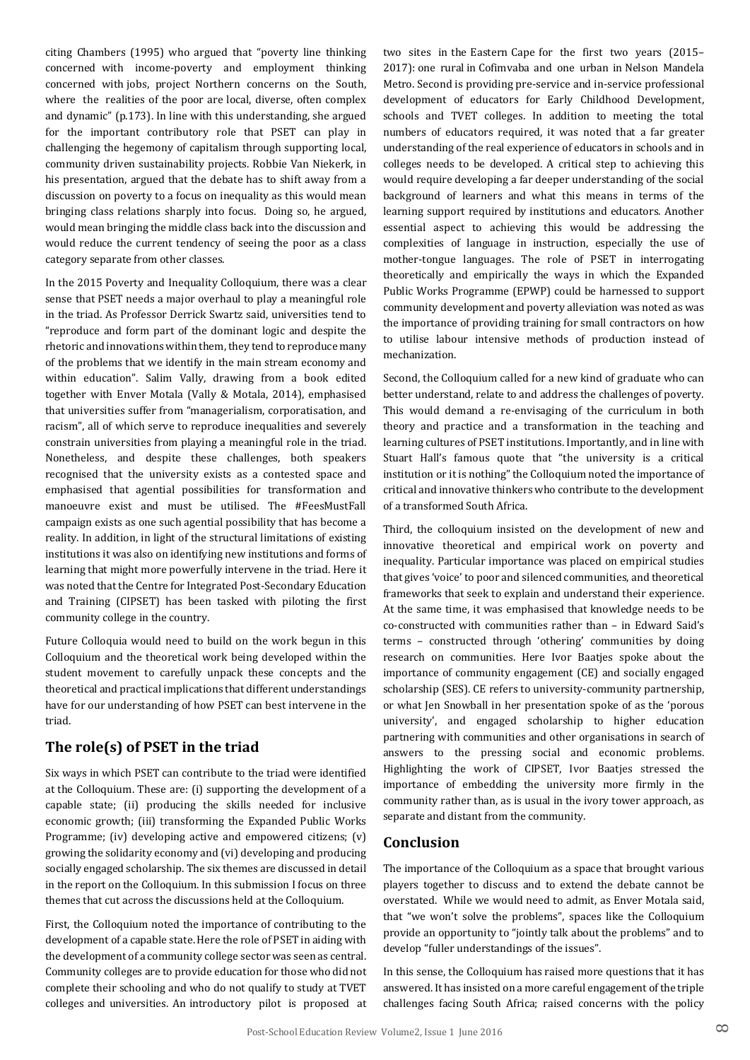citing Chambers (1995) who argued that "poverty line thinking concerned with income-poverty and employment thinking concerned with jobs, project Northern concerns on the South, where the realities of the poor are local, diverse, often complex and dynamic" (p.173). In line with this understanding, she argued for the important contributory role that PSET can play in challenging the hegemony of capitalism through supporting local, community driven sustainability projects. Robbie Van Niekerk, in his presentation, argued that the debate has to shift away from a discussion on poverty to a focus on inequality as this would mean bringing class relations sharply into focus. Doing so, he argued, would mean bringing the middle class back into the discussion and would reduce the current tendency of seeing the poor as a class category separate from other classes.

In the 2015 Poverty and Inequality Colloquium, there was a clear sense that PSET needs a major overhaul to play a meaningful role in the triad. As Professor Derrick Swartz said, universities tend to "reproduce and form part of the dominant logic and despite the rhetoric and innovations within them, they tend to reproduce many of the problems that we identify in the main stream economy and within education". Salim Vally, drawing from a book edited together with Enver Motala (Vally & Motala, 2014), emphasised that universities suffer from "managerialism, corporatisation, and racism", all of which serve to reproduce inequalities and severely constrain universities from playing a meaningful role in the triad. Nonetheless, and despite these challenges, both speakers recognised that the university exists as a contested space and emphasised that agential possibilities for transformation and manoeuvre exist and must be utilised. The #FeesMustFall campaign exists as one such agential possibility that has become a reality. In addition, in light of the structural limitations of existing institutions it was also on identifying new institutions and forms of learning that might more powerfully intervene in the triad. Here it was noted that the Centre for Integrated Post-Secondary Education and Training (CIPSET) has been tasked with piloting the first community college in the country.

Future Colloquia would need to build on the work begun in this Colloquium and the theoretical work being developed within the student movement to carefully unpack these concepts and the theoretical and practical implications that different understandings have for our understanding of how PSET can best intervene in the triad.

## The role(s) of PSET in the triad

Six ways in which PSET can contribute to the triad were identified at the Colloquium. These are: (i) supporting the development of a capable state; (ii) producing the skills needed for inclusive economic growth; (iii) transforming the Expanded Public Works Programme; (iv) developing active and empowered citizens; (v) growing the solidarity economy and (vi) developing and producing socially engaged scholarship. The six themes are discussed in detail in the report on the Colloquium. In this submission I focus on three themes that cut across the discussions held at the Colloquium.

First, the Colloquium noted the importance of contributing to the development of a capable state. Here the role of PSET in aiding with the development of a community college sector was seen as central. Community colleges are to provide education for those who did not complete their schooling and who do not qualify to study at TVET colleges and universities. An introductory pilot is proposed at two sites in the Eastern Cape for the first two years (2015–2017): one rural in Cofimvaba and one urban in Nelson Mandela Metro. Second is providing pre-service and in-service professional development of educators for Early Childhood Development, schools and TVET colleges. In addition to meeting the total numbers of educators required, it was noted that a far greater understanding of the real experience of educators in schools and in colleges needs to be developed. A critical step to achieving this would require developing a far deeper understanding of the social background of learners and what this means in terms of the learning support required by institutions and educators. Another essential aspect to achieving this would be addressing the complexities of language in instruction, especially the use of mother-tongue languages. The role of PSET in interrogating theoretically and empirically the ways in which the Expanded Public Works Programme (EPWP) could be harnessed to support community development and poverty alleviation was noted as was the importance of providing training for small contractors on how to utilise labour intensive methods of production instead of mechanization.

Second, the Colloquium called for a new kind of graduate who can better understand, relate to and address the challenges of poverty. This would demand a re-envisaging of the curriculum in both theory and practice and a transformation in the teaching and learning cultures of PSET institutions. Importantly, and in line with Stuart Hall's famous quote that "the university is a critical institution or it is nothing" the Colloquium noted the importance of critical and innovative thinkers who contribute to the development of a transformed South Africa.

Third, the colloquium insisted on the development of new and innovative theoretical and empirical work on poverty and inequality. Particular importance was placed on empirical studies that gives 'voice' to poor and silenced communities, and theoretical frameworks that seek to explain and understand their experience. At the same time, it was emphasised that knowledge needs to be co-constructed with communities rather than – in Edward Said's terms – constructed through 'othering' communities by doing research on communities. Here Ivor Baatjes spoke about the importance of community engagement (CE) and socially engaged scholarship (SES). CE refers to university-community partnership, or what Jen Snowball in her presentation spoke of as the 'porous university', and engaged scholarship to higher education partnering with communities and other organisations in search of answers to the pressing social and economic problems. Highlighting the work of CIPSET, Ivor Baatjes stressed the importance of embedding the university more firmly in the community rather than, as is usual in the ivory tower approach, as separate and distant from the community.

## Conclusion

The importance of the Colloquium as a space that brought various players together to discuss and to extend the debate cannot be overstated. While we would need to admit, as Enver Motala said, that "we won't solve the problems", spaces like the Colloquium provide an opportunity to "jointly talk about the problems" and to develop "fuller understandings of the issues".

In this sense, the Colloquium has raised more questions that it has answered. It has insisted on a more careful engagement of the triple challenges facing South Africa; raised concerns with the policy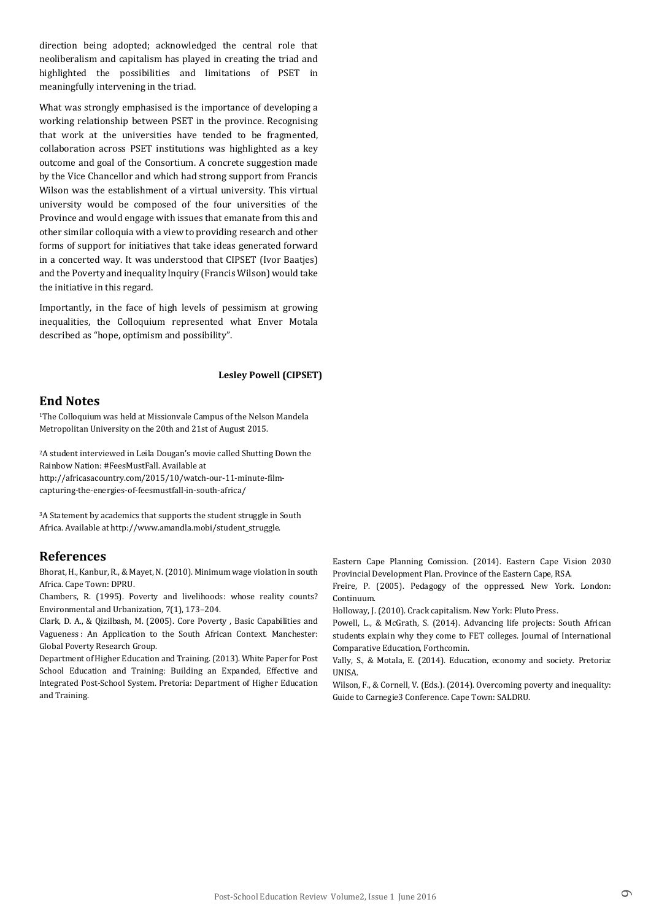direction being adopted; acknowledged the central role that neoliberalism and capitalism has played in creating the triad and highlighted the possibilities and limitations of PSET in meaningfully intervening in the triad.

What was strongly emphasised is the importance of developing a working relationship between PSET in the province. Recognising that work at the universities have tended to be fragmented, collaboration across PSET institutions was highlighted as a key outcome and goal of the Consortium. A concrete suggestion made by the Vice Chancellor and which had strong support from Francis Wilson was the establishment of a virtual university. This virtual university would be composed of the four universities of the Province and would engage with issues that emanate from this and other similar colloquia with a view to providing research and other forms of support for initiatives that take ideas generated forward in a concerted way. It was understood that CIPSET (Ivor Baatjes) and the Poverty and inequality Inquiry (Francis Wilson) would take the initiative in this regard.

Importantly, in the face of high levels of pessimism at growing inequalities, the Colloquium represented what Enver Motala described as "hope, optimism and possibility".

**Lesley Powell (CIPSET)**

## End Notes

[1]The Colloquium was held at Missionvale Campus of the Nelson Mandela Metropolitan University on the 20th and 21st of August 2015.

[2]A student interviewed in Leila Dougan's movie called Shutting Down the Rainbow Nation: #FeesMustFall. Available at http://africasacountry.com/2015/10/watch-our-11-minute-film-capturing-the-energies-of-feesmustfall-in-south-africa/

[3]A Statement by academics that supports the student struggle in South Africa. Available at http://www.amandla.mobi/student_struggle.

## References

Bhorat, H., Kanbur, R., & Mayet, N. (2010). Minimum wage violation in south Africa. Cape Town: DPRU.

Chambers, R. (1995). Poverty and livelihoods: whose reality counts? Environmental and Urbanization, 7(1), 173–204.

Clark, D. A., & Qizilbash, M. (2005). Core Poverty , Basic Capabilities and Vagueness : An Application to the South African Context. Manchester: Global Poverty Research Group.

Department of Higher Education and Training. (2013). White Paper for Post School Education and Training: Building an Expanded, Effective and Integrated Post-School System. Pretoria: Department of Higher Education and Training.

Eastern Cape Planning Comission. (2014). Eastern Cape Vision 2030 Provincial Development Plan. Province of the Eastern Cape, RSA.

Freire, P. (2005). Pedagogy of the oppressed. New York. London: Continuum.

Holloway, J. (2010). Crack capitalism. New York: Pluto Press.

Powell, L., & McGrath, S. (2014). Advancing life projects: South African students explain why they come to FET colleges. Journal of International Comparative Education, Forthcomin.

Vally, S., & Motala, E. (2014). Education, economy and society. Pretoria: UNISA.

Wilson, F., & Cornell, V. (Eds.). (2014). Overcoming poverty and inequality: Guide to Carnegie3 Conference. Cape Town: SALDRU.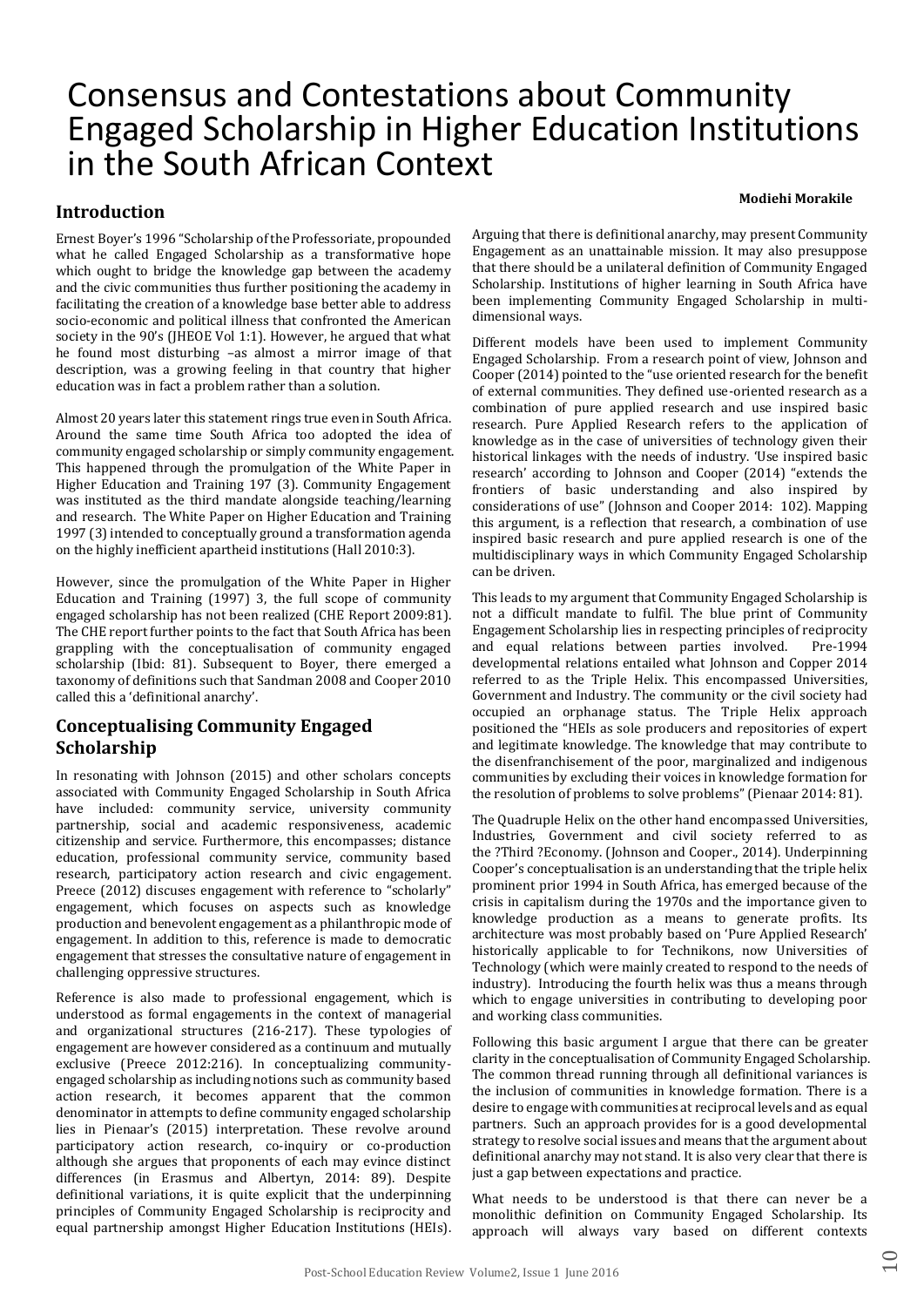# Consensus and Contestations about Community Engaged Scholarship in Higher Education Institutions in the South African Context

**Modiehi Morakile**

## Introduction

Ernest Boyer's 1996 "Scholarship of the Professoriate, propounded what he called Engaged Scholarship as a transformative hope which ought to bridge the knowledge gap between the academy and the civic communities thus further positioning the academy in facilitating the creation of a knowledge base better able to address socio-economic and political illness that confronted the American society in the 90's (JHEOE Vol 1:1). However, he argued that what he found most disturbing –as almost a mirror image of that description, was a growing feeling in that country that higher education was in fact a problem rather than a solution.

Almost 20 years later this statement rings true even in South Africa. Around the same time South Africa too adopted the idea of community engaged scholarship or simply community engagement. This happened through the promulgation of the White Paper in Higher Education and Training 197 (3). Community Engagement was instituted as the third mandate alongside teaching/learning and research. The White Paper on Higher Education and Training 1997 (3) intended to conceptually ground a transformation agenda on the highly inefficient apartheid institutions (Hall 2010:3).

However, since the promulgation of the White Paper in Higher Education and Training (1997) 3, the full scope of community engaged scholarship has not been realized (CHE Report 2009:81). The CHE report further points to the fact that South Africa has been grappling with the conceptualisation of community engaged scholarship (Ibid: 81). Subsequent to Boyer, there emerged a taxonomy of definitions such that Sandman 2008 and Cooper 2010 called this a 'definitional anarchy'.

## Conceptualising Community Engaged Scholarship

In resonating with Johnson (2015) and other scholars concepts associated with Community Engaged Scholarship in South Africa have included: community service, university community partnership, social and academic responsiveness, academic citizenship and service. Furthermore, this encompasses; distance education, professional community service, community based research, participatory action research and civic engagement. Preece (2012) discuses engagement with reference to "scholarly" engagement, which focuses on aspects such as knowledge production and benevolent engagement as a philanthropic mode of engagement. In addition to this, reference is made to democratic engagement that stresses the consultative nature of engagement in challenging oppressive structures.

Reference is also made to professional engagement, which is understood as formal engagements in the context of managerial and organizational structures (216-217). These typologies of engagement are however considered as a continuum and mutually exclusive (Preece 2012:216). In conceptualizing community-engaged scholarship as including notions such as community based action research, it becomes apparent that the common denominator in attempts to define community engaged scholarship lies in Pienaar's (2015) interpretation. These revolve around participatory action research, co-inquiry or co-production although she argues that proponents of each may evince distinct differences (in Erasmus and Albertyn, 2014: 89). Despite definitional variations, it is quite explicit that the underpinning principles of Community Engaged Scholarship is reciprocity and equal partnership amongst Higher Education Institutions (HEIs). Arguing that there is definitional anarchy, may present Community Engagement as an unattainable mission. It may also presuppose that there should be a unilateral definition of Community Engaged Scholarship. Institutions of higher learning in South Africa have been implementing Community Engaged Scholarship in multi-dimensional ways.

Different models have been used to implement Community Engaged Scholarship. From a research point of view, Johnson and Cooper (2014) pointed to the "use oriented research for the benefit of external communities. They defined use-oriented research as a combination of pure applied research and use inspired basic research. Pure Applied Research refers to the application of knowledge as in the case of universities of technology given their historical linkages with the needs of industry. 'Use inspired basic research' according to Johnson and Cooper (2014) "extends the frontiers of basic understanding and also inspired by considerations of use" (Johnson and Cooper 2014: 102). Mapping this argument, is a reflection that research, a combination of use inspired basic research and pure applied research is one of the multidisciplinary ways in which Community Engaged Scholarship can be driven.

This leads to my argument that Community Engaged Scholarship is not a difficult mandate to fulfil. The blue print of Community Engagement Scholarship lies in respecting principles of reciprocity and equal relations between parties involved. Pre-1994 developmental relations entailed what Johnson and Copper 2014 referred to as the Triple Helix. This encompassed Universities, Government and Industry. The community or the civil society had occupied an orphanage status. The Triple Helix approach positioned the "HEIs as sole producers and repositories of expert and legitimate knowledge. The knowledge that may contribute to the disenfranchisement of the poor, marginalized and indigenous communities by excluding their voices in knowledge formation for the resolution of problems to solve problems" (Pienaar 2014: 81).

The Quadruple Helix on the other hand encompassed Universities, Industries, Government and civil society referred to as the ?Third ?Economy. (Johnson and Cooper., 2014). Underpinning Cooper's conceptualisation is an understanding that the triple helix prominent prior 1994 in South Africa, has emerged because of the crisis in capitalism during the 1970s and the importance given to knowledge production as a means to generate profits. Its architecture was most probably based on 'Pure Applied Research' historically applicable to for Technikons, now Universities of Technology (which were mainly created to respond to the needs of industry). Introducing the fourth helix was thus a means through which to engage universities in contributing to developing poor and working class communities.

Following this basic argument I argue that there can be greater clarity in the conceptualisation of Community Engaged Scholarship. The common thread running through all definitional variances is the inclusion of communities in knowledge formation. There is a desire to engage with communities at reciprocal levels and as equal partners. Such an approach provides for is a good developmental strategy to resolve social issues and means that the argument about definitional anarchy may not stand. It is also very clear that there is just a gap between expectations and practice.

What needs to be understood is that there can never be a monolithic definition on Community Engaged Scholarship. Its approach will always vary based on different contexts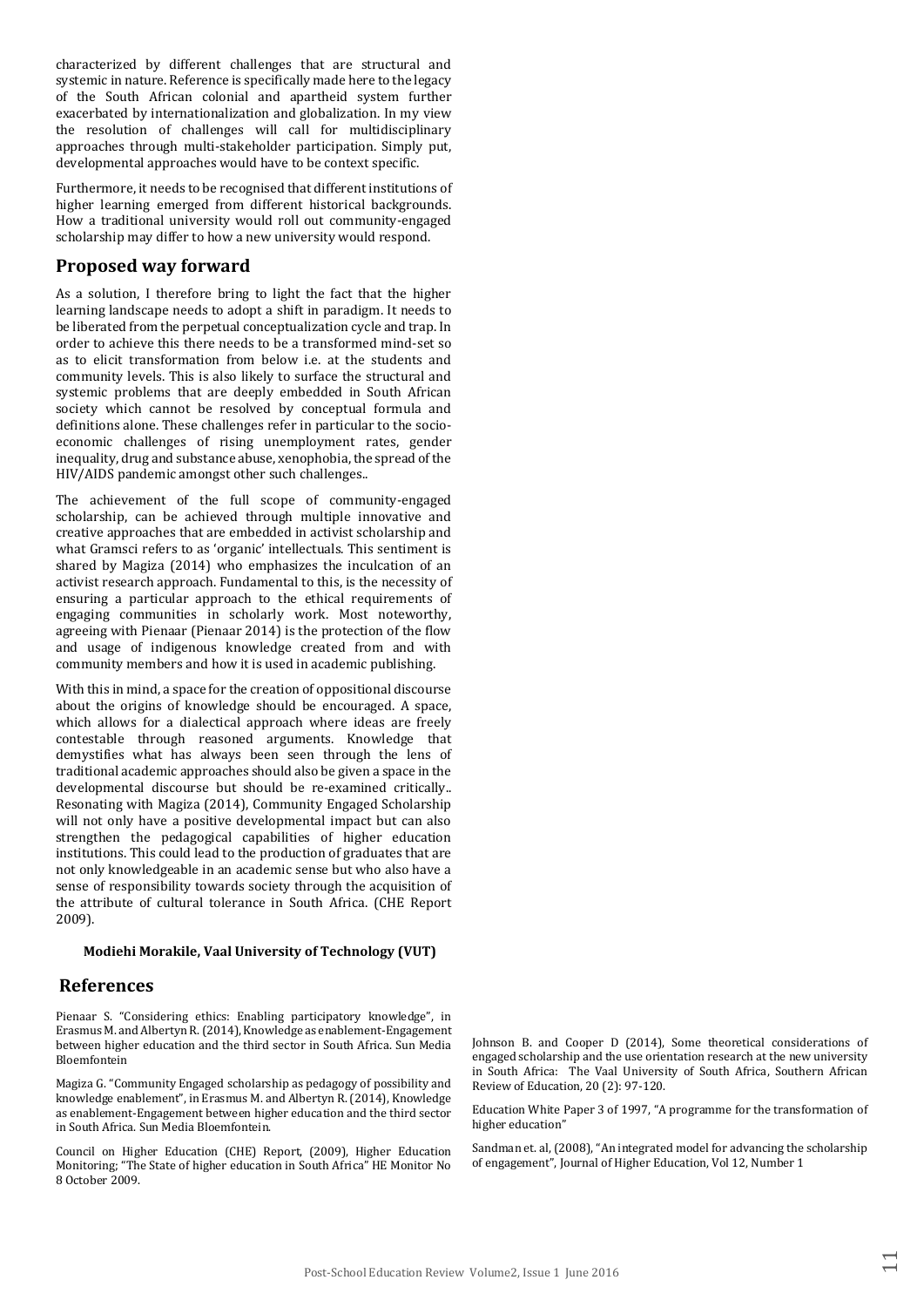characterized by different challenges that are structural and systemic in nature. Reference is specifically made here to the legacy of the South African colonial and apartheid system further exacerbated by internationalization and globalization. In my view the resolution of challenges will call for multidisciplinary approaches through multi-stakeholder participation. Simply put, developmental approaches would have to be context specific.

Furthermore, it needs to be recognised that different institutions of higher learning emerged from different historical backgrounds. How a traditional university would roll out community-engaged scholarship may differ to how a new university would respond.

## Proposed way forward

As a solution, I therefore bring to light the fact that the higher learning landscape needs to adopt a shift in paradigm. It needs to be liberated from the perpetual conceptualization cycle and trap. In order to achieve this there needs to be a transformed mind-set so as to elicit transformation from below i.e. at the students and community levels. This is also likely to surface the structural and systemic problems that are deeply embedded in South African society which cannot be resolved by conceptual formula and definitions alone. These challenges refer in particular to the socio-economic challenges of rising unemployment rates, gender inequality, drug and substance abuse, xenophobia, the spread of the HIV/AIDS pandemic amongst other such challenges..

The achievement of the full scope of community-engaged scholarship, can be achieved through multiple innovative and creative approaches that are embedded in activist scholarship and what Gramsci refers to as 'organic' intellectuals. This sentiment is shared by Magiza (2014) who emphasizes the inculcation of an activist research approach. Fundamental to this, is the necessity of ensuring a particular approach to the ethical requirements of engaging communities in scholarly work. Most noteworthy, agreeing with Pienaar (Pienaar 2014) is the protection of the flow and usage of indigenous knowledge created from and with community members and how it is used in academic publishing.

With this in mind, a space for the creation of oppositional discourse about the origins of knowledge should be encouraged. A space, which allows for a dialectical approach where ideas are freely contestable through reasoned arguments. Knowledge that demystifies what has always been seen through the lens of traditional academic approaches should also be given a space in the developmental discourse but should be re-examined critically.. Resonating with Magiza (2014), Community Engaged Scholarship will not only have a positive developmental impact but can also strengthen the pedagogical capabilities of higher education institutions. This could lead to the production of graduates that are not only knowledgeable in an academic sense but who also have a sense of responsibility towards society through the acquisition of the attribute of cultural tolerance in South Africa. (CHE Report 2009).

**Modiehi Morakile, Vaal University of Technology (VUT)**

## References

Pienaar S. "Considering ethics: Enabling participatory knowledge", in Erasmus M. and Albertyn R. (2014), Knowledge as enablement-Engagement between higher education and the third sector in South Africa. Sun Media Bloemfontein

Magiza G. "Community Engaged scholarship as pedagogy of possibility and knowledge enablement", in Erasmus M. and Albertyn R. (2014), Knowledge as enablement-Engagement between higher education and the third sector in South Africa. Sun Media Bloemfontein.

Council on Higher Education (CHE) Report, (2009), Higher Education Monitoring; "The State of higher education in South Africa" HE Monitor No 8 October 2009.

Johnson B. and Cooper D (2014), Some theoretical considerations of engaged scholarship and the use orientation research at the new university in South Africa: The Vaal University of South Africa, Southern African Review of Education, 20 (2): 97-120.

Education White Paper 3 of 1997, "A programme for the transformation of higher education"

Sandman et. al, (2008), "An integrated model for advancing the scholarship of engagement", Journal of Higher Education, Vol 12, Number 1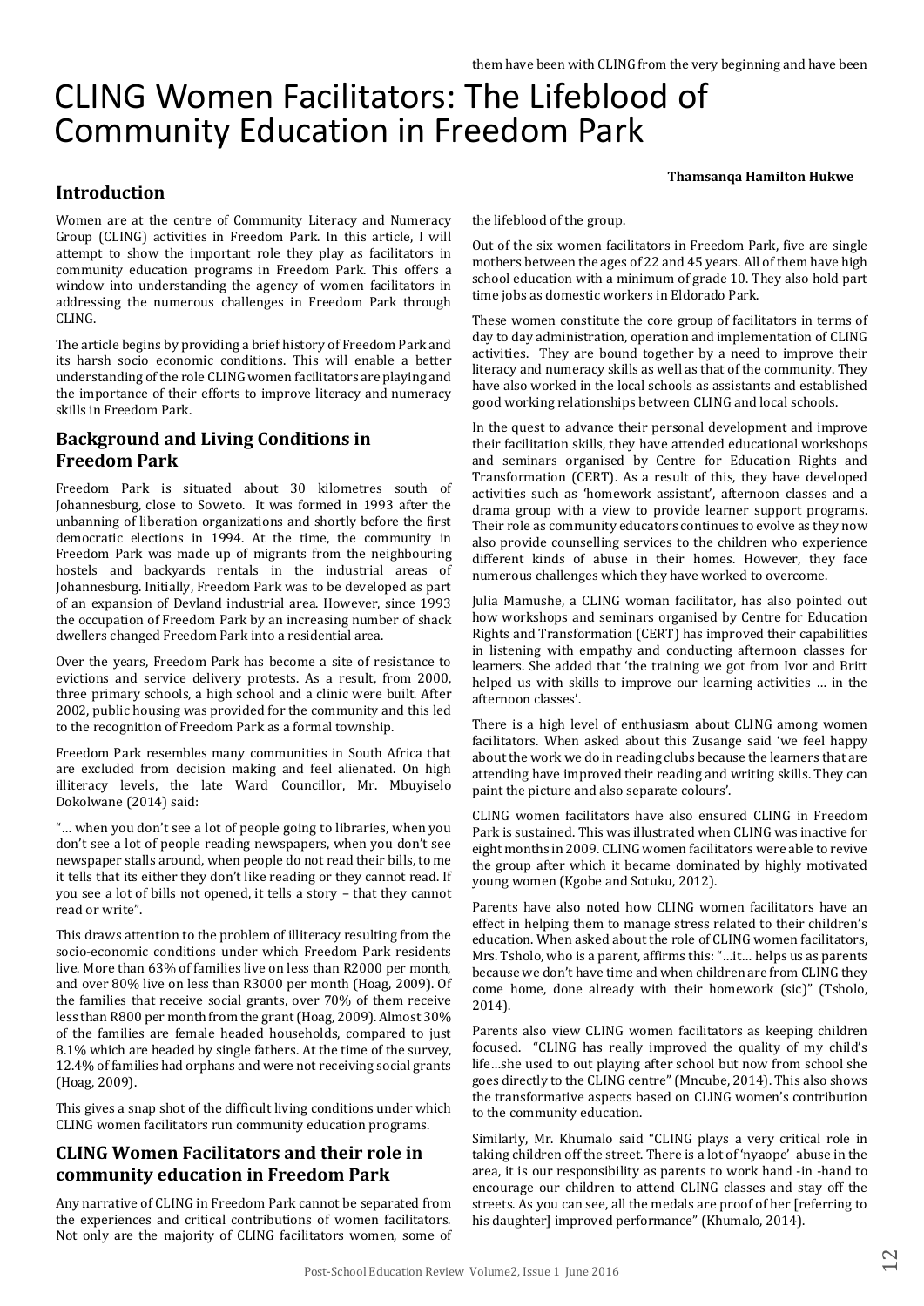# CLING Women Facilitators: The Lifeblood of Community Education in Freedom Park

**Thamsanqa Hamilton Hukwe**

## Introduction

Women are at the centre of Community Literacy and Numeracy Group (CLING) activities in Freedom Park. In this article, I will attempt to show the important role they play as facilitators in community education programs in Freedom Park. This offers a window into understanding the agency of women facilitators in addressing the numerous challenges in Freedom Park through CLING.

The article begins by providing a brief history of Freedom Park and its harsh socio economic conditions. This will enable a better understanding of the role CLING women facilitators are playing and the importance of their efforts to improve literacy and numeracy skills in Freedom Park.

## Background and Living Conditions in Freedom Park

Freedom Park is situated about 30 kilometres south of Johannesburg, close to Soweto. It was formed in 1993 after the unbanning of liberation organizations and shortly before the first democratic elections in 1994. At the time, the community in Freedom Park was made up of migrants from the neighbouring hostels and backyards rentals in the industrial areas of Johannesburg. Initially, Freedom Park was to be developed as part of an expansion of Devland industrial area. However, since 1993 the occupation of Freedom Park by an increasing number of shack dwellers changed Freedom Park into a residential area.

Over the years, Freedom Park has become a site of resistance to evictions and service delivery protests. As a result, from 2000, three primary schools, a high school and a clinic were built. After 2002, public housing was provided for the community and this led to the recognition of Freedom Park as a formal township.

Freedom Park resembles many communities in South Africa that are excluded from decision making and feel alienated. On high illiteracy levels, the late Ward Councillor, Mr. Mbuyiselo Dokolwane (2014) said:

"… when you don't see a lot of people going to libraries, when you don't see a lot of people reading newspapers, when you don't see newspaper stalls around, when people do not read their bills, to me it tells that its either they don't like reading or they cannot read. If you see a lot of bills not opened, it tells a story – that they cannot read or write".

This draws attention to the problem of illiteracy resulting from the socio-economic conditions under which Freedom Park residents live. More than 63% of families live on less than R2000 per month, and over 80% live on less than R3000 per month (Hoag, 2009). Of the families that receive social grants, over 70% of them receive less than R800 per month from the grant (Hoag, 2009). Almost 30% of the families are female headed households, compared to just 8.1% which are headed by single fathers. At the time of the survey, 12.4% of families had orphans and were not receiving social grants (Hoag, 2009).

This gives a snap shot of the difficult living conditions under which CLING women facilitators run community education programs.

## CLING Women Facilitators and their role in community education in Freedom Park

Any narrative of CLING in Freedom Park cannot be separated from the experiences and critical contributions of women facilitators. Not only are the majority of CLING facilitators women, some of them have been with CLING from the very beginning and have been the lifeblood of the group.

Out of the six women facilitators in Freedom Park, five are single mothers between the ages of 22 and 45 years. All of them have high school education with a minimum of grade 10. They also hold part time jobs as domestic workers in Eldorado Park.

These women constitute the core group of facilitators in terms of day to day administration, operation and implementation of CLING activities. They are bound together by a need to improve their literacy and numeracy skills as well as that of the community. They have also worked in the local schools as assistants and established good working relationships between CLING and local schools.

In the quest to advance their personal development and improve their facilitation skills, they have attended educational workshops and seminars organised by Centre for Education Rights and Transformation (CERT). As a result of this, they have developed activities such as 'homework assistant', afternoon classes and a drama group with a view to provide learner support programs. Their role as community educators continues to evolve as they now also provide counselling services to the children who experience different kinds of abuse in their homes. However, they face numerous challenges which they have worked to overcome.

Julia Mamushe, a CLING woman facilitator, has also pointed out how workshops and seminars organised by Centre for Education Rights and Transformation (CERT) has improved their capabilities in listening with empathy and conducting afternoon classes for learners. She added that 'the training we got from Ivor and Britt helped us with skills to improve our learning activities … in the afternoon classes'.

There is a high level of enthusiasm about CLING among women facilitators. When asked about this Zusange said 'we feel happy about the work we do in reading clubs because the learners that are attending have improved their reading and writing skills. They can paint the picture and also separate colours'.

CLING women facilitators have also ensured CLING in Freedom Park is sustained. This was illustrated when CLING was inactive for eight months in 2009. CLING women facilitators were able to revive the group after which it became dominated by highly motivated young women (Kgobe and Sotuku, 2012).

Parents have also noted how CLING women facilitators have an effect in helping them to manage stress related to their children's education. When asked about the role of CLING women facilitators, Mrs. Tsholo, who is a parent, affirms this: "…it… helps us as parents because we don't have time and when children are from CLING they come home, done already with their homework (sic)" (Tsholo, 2014).

Parents also view CLING women facilitators as keeping children focused. "CLING has really improved the quality of my child's life…she used to out playing after school but now from school she goes directly to the CLING centre" (Mncube, 2014). This also shows the transformative aspects based on CLING women's contribution to the community education.

Similarly, Mr. Khumalo said "CLING plays a very critical role in taking children off the street. There is a lot of 'nyaope' abuse in the area, it is our responsibility as parents to work hand -in -hand to encourage our children to attend CLING classes and stay off the streets. As you can see, all the medals are proof of her [referring to his daughter] improved performance" (Khumalo, 2014).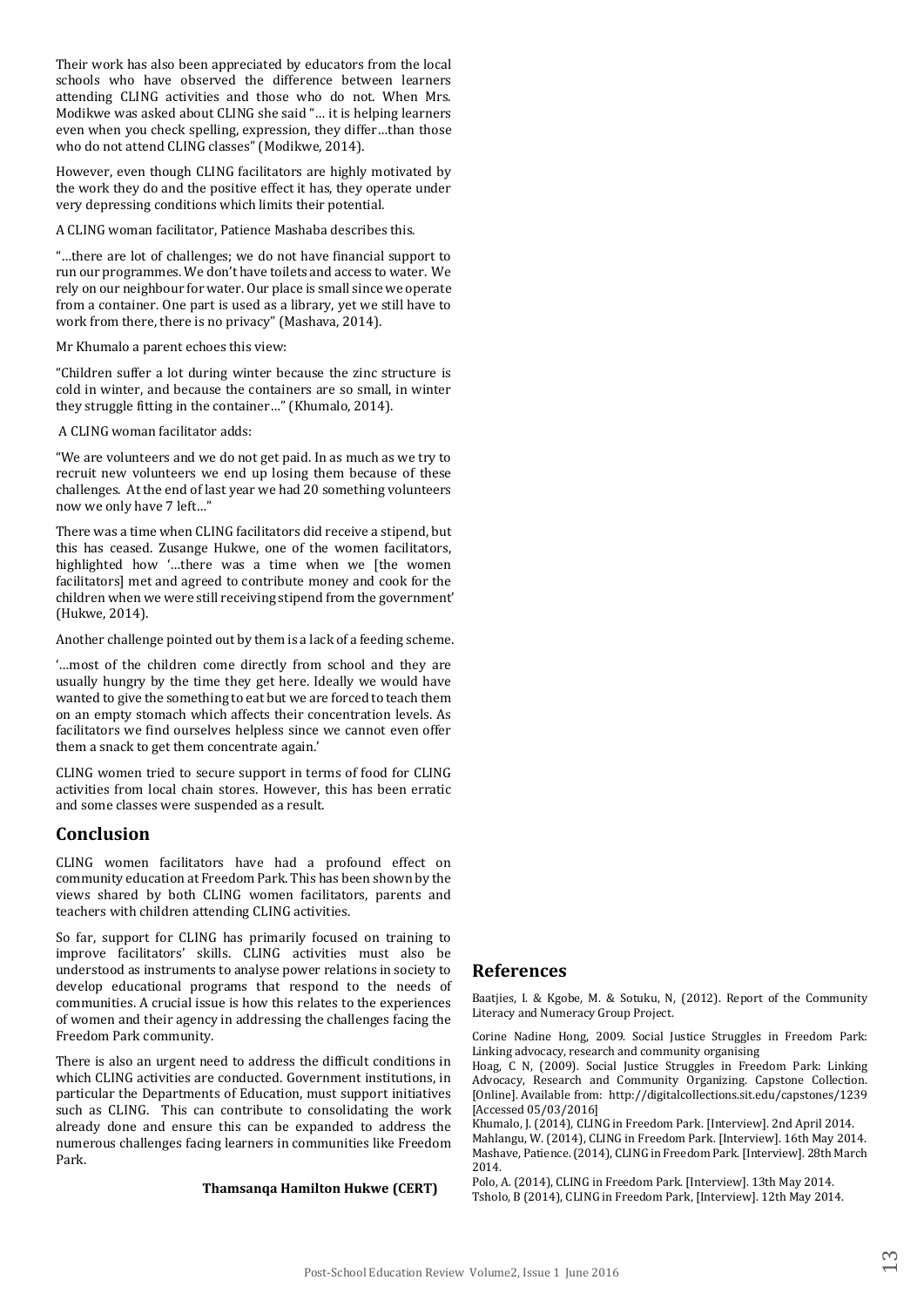Their work has also been appreciated by educators from the local schools who have observed the difference between learners attending CLING activities and those who do not. When Mrs. Modikwe was asked about CLING she said "… it is helping learners even when you check spelling, expression, they differ…than those who do not attend CLING classes" (Modikwe, 2014).

However, even though CLING facilitators are highly motivated by the work they do and the positive effect it has, they operate under very depressing conditions which limits their potential.

A CLING woman facilitator, Patience Mashaba describes this.

"…there are lot of challenges; we do not have financial support to run our programmes. We don't have toilets and access to water. We rely on our neighbour for water. Our place is small since we operate from a container. One part is used as a library, yet we still have to work from there, there is no privacy" (Mashava, 2014).

Mr Khumalo a parent echoes this view:

"Children suffer a lot during winter because the zinc structure is cold in winter, and because the containers are so small, in winter they struggle fitting in the container…" (Khumalo, 2014).

A CLING woman facilitator adds:

"We are volunteers and we do not get paid. In as much as we try to recruit new volunteers we end up losing them because of these challenges. At the end of last year we had 20 something volunteers now we only have 7 left…"

There was a time when CLING facilitators did receive a stipend, but this has ceased. Zusange Hukwe, one of the women facilitators, highlighted how '…there was a time when we [the women facilitators] met and agreed to contribute money and cook for the children when we were still receiving stipend from the government' (Hukwe, 2014).

Another challenge pointed out by them is a lack of a feeding scheme.

'…most of the children come directly from school and they are usually hungry by the time they get here. Ideally we would have wanted to give the something to eat but we are forced to teach them on an empty stomach which affects their concentration levels. As facilitators we find ourselves helpless since we cannot even offer them a snack to get them concentrate again.'

CLING women tried to secure support in terms of food for CLING activities from local chain stores. However, this has been erratic and some classes were suspended as a result.

## Conclusion

CLING women facilitators have had a profound effect on community education at Freedom Park. This has been shown by the views shared by both CLING women facilitators, parents and teachers with children attending CLING activities.

So far, support for CLING has primarily focused on training to improve facilitators' skills. CLING activities must also be understood as instruments to analyse power relations in society to develop educational programs that respond to the needs of communities. A crucial issue is how this relates to the experiences of women and their agency in addressing the challenges facing the Freedom Park community.

There is also an urgent need to address the difficult conditions in which CLING activities are conducted. Government institutions, in particular the Departments of Education, must support initiatives such as CLING. This can contribute to consolidating the work already done and ensure this can be expanded to address the numerous challenges facing learners in communities like Freedom Park.

**Thamsanqa Hamilton Hukwe (CERT)**

## References

Baatjies, I. & Kgobe, M. & Sotuku, N, (2012). Report of the Community Literacy and Numeracy Group Project.

Corine Nadine Hong, 2009. Social Justice Struggles in Freedom Park: Linking advocacy, research and community organising

Hoag, C N, (2009). Social Justice Struggles in Freedom Park: Linking Advocacy, Research and Community Organizing. Capstone Collection. [Online]. Available from: http://digitalcollections.sit.edu/capstones/1239 [Accessed 05/03/2016]

Khumalo, J. (2014), CLING in Freedom Park. [Interview]. 2nd April 2014.

Mahlangu, W. (2014), CLING in Freedom Park. [Interview]. 16th May 2014.

Mashave, Patience. (2014), CLING in Freedom Park. [Interview]. 28th March 2014.

Polo, A. (2014), CLING in Freedom Park. [Interview]. 13th May 2014.

Tsholo, B (2014), CLING in Freedom Park, [Interview]. 12th May 2014.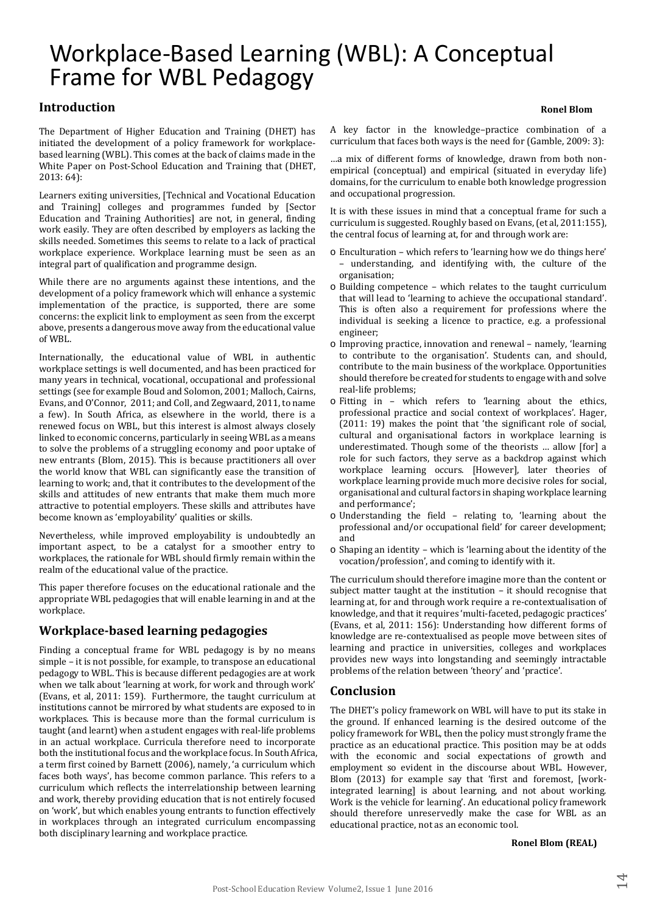# Workplace-Based Learning (WBL): A Conceptual Frame for WBL Pedagogy

**Ronel Blom**

## Introduction

The Department of Higher Education and Training (DHET) has initiated the development of a policy framework for workplace-based learning (WBL). This comes at the back of claims made in the White Paper on Post-School Education and Training that (DHET, 2013: 64):

Learners exiting universities, [Technical and Vocational Education and Training] colleges and programmes funded by [Sector Education and Training Authorities] are not, in general, finding work easily. They are often described by employers as lacking the skills needed. Sometimes this seems to relate to a lack of practical workplace experience. Workplace learning must be seen as an integral part of qualification and programme design.

While there are no arguments against these intentions, and the development of a policy framework which will enhance a systemic implementation of the practice, is supported, there are some concerns: the explicit link to employment as seen from the excerpt above, presents a dangerous move away from the educational value of WBL.

Internationally, the educational value of WBL in authentic workplace settings is well documented, and has been practiced for many years in technical, vocational, occupational and professional settings (see for example Boud and Solomon, 2001; Malloch, Cairns, Evans, and O'Connor, 2011; and Coll, and Zegwaard, 2011, to name a few). In South Africa, as elsewhere in the world, there is a renewed focus on WBL, but this interest is almost always closely linked to economic concerns, particularly in seeing WBL as a means to solve the problems of a struggling economy and poor uptake of new entrants (Blom, 2015). This is because practitioners all over the world know that WBL can significantly ease the transition of learning to work; and, that it contributes to the development of the skills and attitudes of new entrants that make them much more attractive to potential employers. These skills and attributes have become known as 'employability' qualities or skills.

Nevertheless, while improved employability is undoubtedly an important aspect, to be a catalyst for a smoother entry to workplaces, the rationale for WBL should firmly remain within the realm of the educational value of the practice.

This paper therefore focuses on the educational rationale and the appropriate WBL pedagogies that will enable learning in and at the workplace.

## Workplace-based learning pedagogies

Finding a conceptual frame for WBL pedagogy is by no means simple – it is not possible, for example, to transpose an educational pedagogy to WBL. This is because different pedagogies are at work when we talk about 'learning at work, for work and through work' (Evans, et al, 2011: 159). Furthermore, the taught curriculum at institutions cannot be mirrored by what students are exposed to in workplaces. This is because more than the formal curriculum is taught (and learnt) when a student engages with real-life problems in an actual workplace. Curricula therefore need to incorporate both the institutional focus and the workplace focus. In South Africa, a term first coined by Barnett (2006), namely, 'a curriculum which faces both ways', has become common parlance. This refers to a curriculum which reflects the interrelationship between learning and work, thereby providing education that is not entirely focused on 'work', but which enables young entrants to function effectively in workplaces through an integrated curriculum encompassing both disciplinary learning and workplace practice.

A key factor in the knowledge–practice combination of a curriculum that faces both ways is the need for (Gamble, 2009: 3):

…a mix of different forms of knowledge, drawn from both non-empirical (conceptual) and empirical (situated in everyday life) domains, for the curriculum to enable both knowledge progression and occupational progression.

It is with these issues in mind that a conceptual frame for such a curriculum is suggested. Roughly based on Evans, (et al, 2011:155), the central focus of learning at, for and through work are:

- Enculturation – which refers to 'learning how we do things here' – understanding, and identifying with, the culture of the organisation;
- Building competence – which relates to the taught curriculum that will lead to 'learning to achieve the occupational standard'. This is often also a requirement for professions where the individual is seeking a licence to practice, e.g. a professional engineer;
- Improving practice, innovation and renewal – namely, 'learning to contribute to the organisation'. Students can, and should, contribute to the main business of the workplace. Opportunities should therefore be created for students to engage with and solve real-life problems;
- Fitting in – which refers to 'learning about the ethics, professional practice and social context of workplaces'. Hager, (2011: 19) makes the point that 'the significant role of social, cultural and organisational factors in workplace learning is underestimated. Though some of the theorists … allow [for] a role for such factors, they serve as a backdrop against which workplace learning occurs. [However], later theories of workplace learning provide much more decisive roles for social, organisational and cultural factors in shaping workplace learning and performance';
- Understanding the field – relating to, 'learning about the professional and/or occupational field' for career development; and
- Shaping an identity – which is 'learning about the identity of the vocation/profession', and coming to identify with it.

The curriculum should therefore imagine more than the content or subject matter taught at the institution – it should recognise that learning at, for and through work require a re-contextualisation of knowledge, and that it requires 'multi-faceted, pedagogic practices' (Evans, et al, 2011: 156): Understanding how different forms of knowledge are re-contextualised as people move between sites of learning and practice in universities, colleges and workplaces provides new ways into longstanding and seemingly intractable problems of the relation between 'theory' and 'practice'.

## Conclusion

The DHET's policy framework on WBL will have to put its stake in the ground. If enhanced learning is the desired outcome of the policy framework for WBL, then the policy must strongly frame the practice as an educational practice. This position may be at odds with the economic and social expectations of growth and employment so evident in the discourse about WBL. However, Blom (2013) for example say that 'first and foremost, [work-integrated learning] is about learning, and not about working. Work is the vehicle for learning'. An educational policy framework should therefore unreservedly make the case for WBL as an educational practice, not as an economic tool.

**Ronel Blom (REAL)**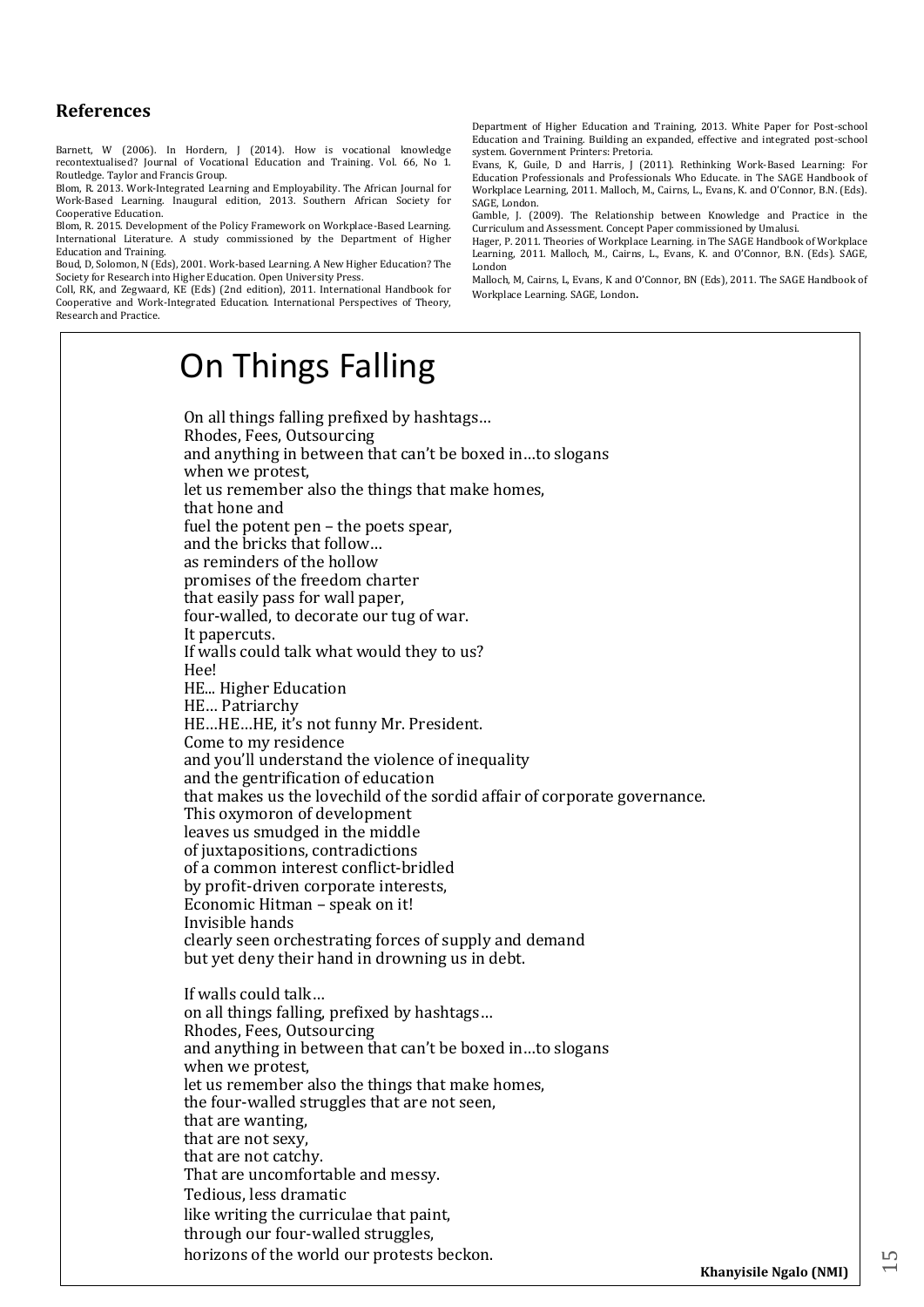## References

Barnett, W (2006). In Hordern, J (2014). How is vocational knowledge recontextualised? Journal of Vocational Education and Training. Vol. 66, No 1. Routledge. Taylor and Francis Group.

Blom, R. 2013. Work-Integrated Learning and Employability. The African Journal for Work-Based Learning. Inaugural edition, 2013. Southern African Society for Cooperative Education.

Blom, R. 2015. Development of the Policy Framework on Workplace-Based Learning. International Literature. A study commissioned by the Department of Higher Education and Training.

Boud, D, Solomon, N (Eds), 2001. Work-based Learning. A New Higher Education? The Society for Research into Higher Education. Open University Press.

Coll, RK, and Zegwaard, KE (Eds) (2nd edition), 2011. International Handbook for Cooperative and Work-Integrated Education. International Perspectives of Theory, Research and Practice.

Department of Higher Education and Training, 2013. White Paper for Post-school Education and Training. Building an expanded, effective and integrated post-school system. Government Printers: Pretoria.

Evans, K, Guile, D and Harris, J (2011). Rethinking Work-Based Learning: For Education Professionals and Professionals Who Educate. in The SAGE Handbook of Workplace Learning, 2011. Malloch, M., Cairns, L., Evans, K. and O'Connor, B.N. (Eds). SAGE, London.

Gamble, J. (2009). The Relationship between Knowledge and Practice in the Curriculum and Assessment. Concept Paper commissioned by Umalusi.

Hager, P. 2011. Theories of Workplace Learning. in The SAGE Handbook of Workplace Learning, 2011. Malloch, M., Cairns, L., Evans, K. and O'Connor, B.N. (Eds). SAGE, London

Malloch, M, Cairns, L, Evans, K and O'Connor, BN (Eds), 2011. The SAGE Handbook of Workplace Learning. SAGE, London.

# On Things Falling

On all things falling prefixed by hashtags…
Rhodes, Fees, Outsourcing
and anything in between that can't be boxed in…to slogans
when we protest,
let us remember also the things that make homes,
that hone and
fuel the potent pen – the poets spear,
and the bricks that follow…
as reminders of the hollow
promises of the freedom charter
that easily pass for wall paper,
four-walled, to decorate our tug of war.
It papercuts.
If walls could talk what would they to us?
Hee!
HE... Higher Education
HE… Patriarchy
HE…HE…HE, it's not funny Mr. President.
Come to my residence
and you'll understand the violence of inequality
and the gentrification of education
that makes us the lovechild of the sordid affair of corporate governance.
This oxymoron of development
leaves us smudged in the middle
of juxtapositions, contradictions
of a common interest conflict-bridled
by profit-driven corporate interests,
Economic Hitman – speak on it!
Invisible hands
clearly seen orchestrating forces of supply and demand
but yet deny their hand in drowning us in debt.

If walls could talk…
on all things falling, prefixed by hashtags…
Rhodes, Fees, Outsourcing
and anything in between that can't be boxed in…to slogans
when we protest,
let us remember also the things that make homes,
the four-walled struggles that are not seen,
that are wanting,
that are not sexy,
that are not catchy.
That are uncomfortable and messy.
Tedious, less dramatic
like writing the curriculae that paint,
through our four-walled struggles,
horizons of the world our protests beckon.

**Khanyisile Ngalo (NMI)**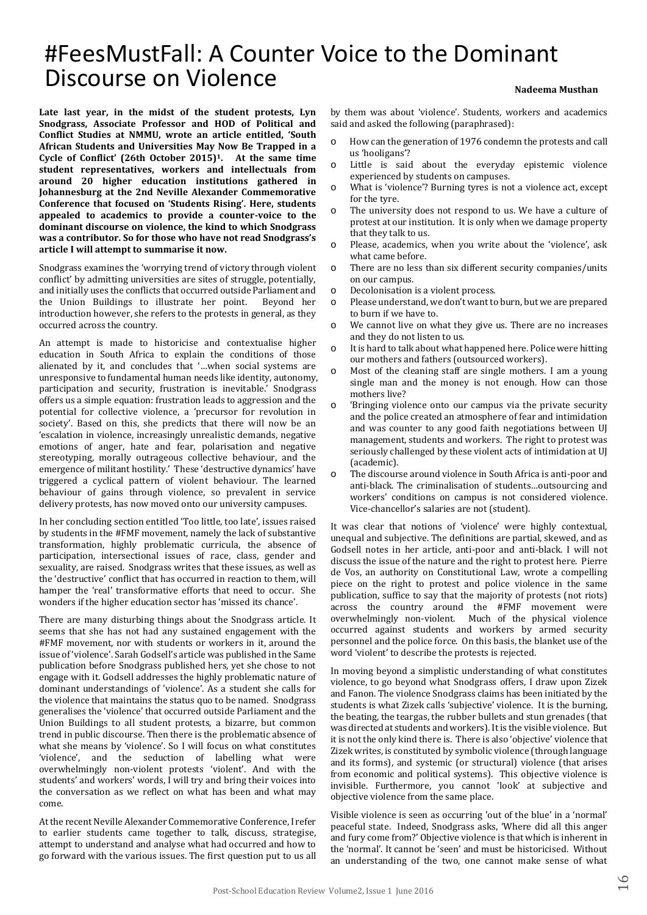# #FeesMustFall: A Counter Voice to the Dominant Discourse on Violence

**Nadeema Musthan**

**Late last year, in the midst of the student protests, Lyn Snodgrass, Associate Professor and HOD of Political and Conflict Studies at NMMU, wrote an article entitled, 'South African Students and Universities May Now Be Trapped in a Cycle of Conflict' (26th October 2015)[1]. At the same time student representatives, workers and intellectuals from around 20 higher education institutions gathered in Johannesburg at the 2nd Neville Alexander Commemorative Conference that focused on 'Students Rising'. Here, students appealed to academics to provide a counter-voice to the dominant discourse on violence, the kind to which Snodgrass was a contributor. So for those who have not read Snodgrass's article I will attempt to summarise it now.**

Snodgrass examines the 'worrying trend of victory through violent conflict' by admitting universities are sites of struggle, potentially, and initially uses the conflicts that occurred outside Parliament and the Union Buildings to illustrate her point. Beyond her introduction however, she refers to the protests in general, as they occurred across the country.

An attempt is made to historicise and contextualise higher education in South Africa to explain the conditions of those alienated by it, and concludes that '…when social systems are unresponsive to fundamental human needs like identity, autonomy, participation and security, frustration is inevitable.' Snodgrass offers us a simple equation: frustration leads to aggression and the potential for collective violence, a 'precursor for revolution in society'. Based on this, she predicts that there will now be an 'escalation in violence, increasingly unrealistic demands, negative emotions of anger, hate and fear, polarisation and negative stereotyping, morally outrageous collective behaviour, and the emergence of militant hostility.' These 'destructive dynamics' have triggered a cyclical pattern of violent behaviour. The learned behaviour of gains through violence, so prevalent in service delivery protests, has now moved onto our university campuses.

In her concluding section entitled 'Too little, too late', issues raised by students in the #FMF movement, namely the lack of substantive transformation, highly problematic curricula, the absence of participation, intersectional issues of race, class, gender and sexuality, are raised. Snodgrass writes that these issues, as well as the 'destructive' conflict that has occurred in reaction to them, will hamper the 'real' transformative efforts that need to occur. She wonders if the higher education sector has 'missed its chance'.

There are many disturbing things about the Snodgrass article. It seems that she has not had any sustained engagement with the #FMF movement, nor with students or workers in it, around the issue of 'violence'. Sarah Godsell's article was published in the Same publication before Snodgrass published hers, yet she chose to not engage with it. Godsell addresses the highly problematic nature of dominant understandings of 'violence'. As a student she calls for the violence that maintains the status quo to be named. Snodgrass generalises the 'violence' that occurred outside Parliament and the Union Buildings to all student protests, a bizarre, but common trend in public discourse. Then there is the problematic absence of what she means by 'violence'. So I will focus on what constitutes 'violence', and the seduction of labelling what were overwhelmingly non-violent protests 'violent'. And with the students' and workers' words, I will try and bring their voices into the conversation as we reflect on what has been and what may come.

At the recent Neville Alexander Commemorative Conference, I refer to earlier students came together to talk, discuss, strategise, attempt to understand and analyse what had occurred and how to go forward with the various issues. The first question put to us all by them was about 'violence'. Students, workers and academics said and asked the following (paraphrased):

- How can the generation of 1976 condemn the protests and call us 'hooligans'?
- Little is said about the everyday epistemic violence experienced by students on campuses.
- What is 'violence'? Burning tyres is not a violence act, except for the tyre.
- The university does not respond to us. We have a culture of protest at our institution. It is only when we damage property that they talk to us.
- Please, academics, when you write about the 'violence', ask what came before.
- There are no less than six different security companies/units on our campus.
- Decolonisation is a violent process.
- Please understand, we don't want to burn, but we are prepared to burn if we have to.
- We cannot live on what they give us. There are no increases and they do not listen to us.
- It is hard to talk about what happened here. Police were hitting our mothers and fathers (outsourced workers).
- Most of the cleaning staff are single mothers. I am a young single man and the money is not enough. How can those mothers live?
- 'Bringing violence onto our campus via the private security and the police created an atmosphere of fear and intimidation and was counter to any good faith negotiations between UJ management, students and workers. The right to protest was seriously challenged by these violent acts of intimidation at UJ (academic).
- The discourse around violence in South Africa is anti-poor and anti-black. The criminalisation of students…outsourcing and workers' conditions on campus is not considered violence. Vice-chancellor's salaries are not (student).

It was clear that notions of 'violence' were highly contextual, unequal and subjective. The definitions are partial, skewed, and as Godsell notes in her article, anti-poor and anti-black. I will not discuss the issue of the nature and the right to protest here. Pierre de Vos, an authority on Constitutional Law, wrote a compelling piece on the right to protest and police violence in the same publication, suffice to say that the majority of protests (not riots) across the country around the #FMF movement were overwhelmingly non-violent. Much of the physical violence occurred against students and workers by armed security personnel and the police force. On this basis, the blanket use of the word 'violent' to describe the protests is rejected.

In moving beyond a simplistic understanding of what constitutes violence, to go beyond what Snodgrass offers, I draw upon Zizek and Fanon. The violence Snodgrass claims has been initiated by the students is what Zizek calls 'subjective' violence. It is the burning, the beating, the teargas, the rubber bullets and stun grenades (that was directed at students and workers). It is the visible violence. But it is not the only kind there is. There is also 'objective' violence that Zizek writes, is constituted by symbolic violence (through language and its forms), and systemic (or structural) violence (that arises from economic and political systems). This objective violence is invisible. Furthermore, you cannot 'look' at subjective and objective violence from the same place.

Visible violence is seen as occurring 'out of the blue' in a 'normal' peaceful state. Indeed, Snodgrass asks, 'Where did all this anger and fury come from?' Objective violence is that which is inherent in the 'normal'. It cannot be 'seen' and must be historicised. Without an understanding of the two, one cannot make sense of what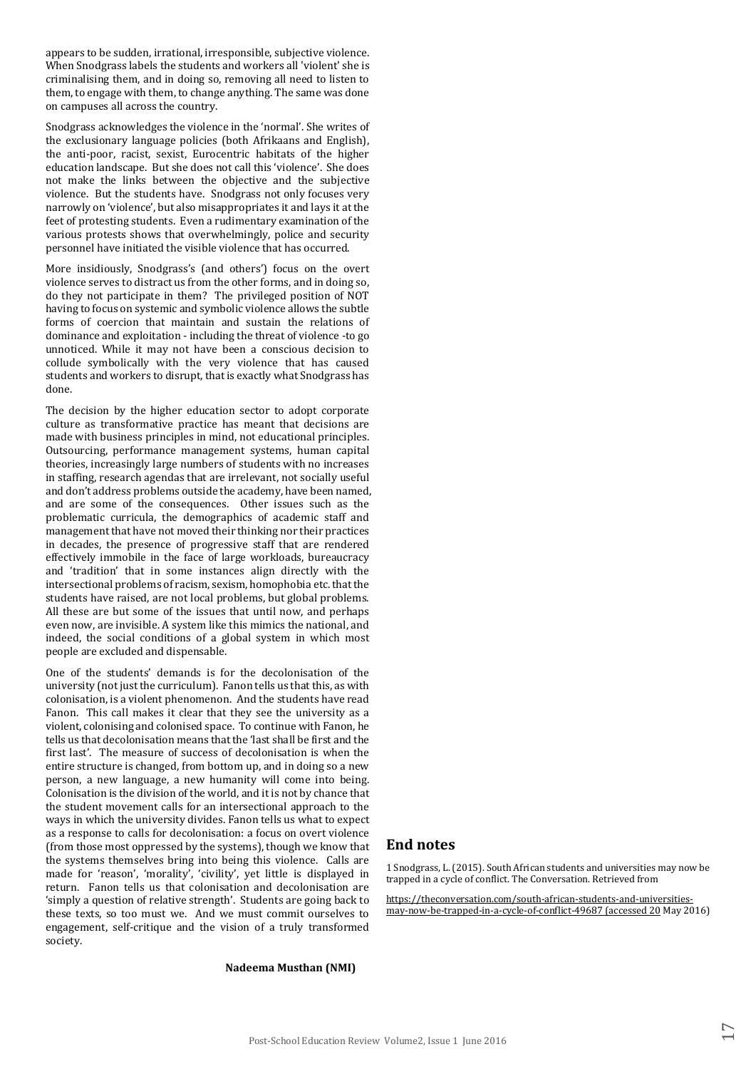appears to be sudden, irrational, irresponsible, subjective violence. When Snodgrass labels the students and workers all 'violent' she is criminalising them, and in doing so, removing all need to listen to them, to engage with them, to change anything. The same was done on campuses all across the country.

Snodgrass acknowledges the violence in the 'normal'. She writes of the exclusionary language policies (both Afrikaans and English), the anti-poor, racist, sexist, Eurocentric habitats of the higher education landscape. But she does not call this 'violence'. She does not make the links between the objective and the subjective violence. But the students have. Snodgrass not only focuses very narrowly on 'violence', but also misappropriates it and lays it at the feet of protesting students. Even a rudimentary examination of the various protests shows that overwhelmingly, police and security personnel have initiated the visible violence that has occurred.

More insidiously, Snodgrass's (and others') focus on the overt violence serves to distract us from the other forms, and in doing so, do they not participate in them? The privileged position of NOT having to focus on systemic and symbolic violence allows the subtle forms of coercion that maintain and sustain the relations of dominance and exploitation - including the threat of violence -to go unnoticed. While it may not have been a conscious decision to collude symbolically with the very violence that has caused students and workers to disrupt, that is exactly what Snodgrass has done.

The decision by the higher education sector to adopt corporate culture as transformative practice has meant that decisions are made with business principles in mind, not educational principles. Outsourcing, performance management systems, human capital theories, increasingly large numbers of students with no increases in staffing, research agendas that are irrelevant, not socially useful and don't address problems outside the academy, have been named, and are some of the consequences. Other issues such as the problematic curricula, the demographics of academic staff and management that have not moved their thinking nor their practices in decades, the presence of progressive staff that are rendered effectively immobile in the face of large workloads, bureaucracy and 'tradition' that in some instances align directly with the intersectional problems of racism, sexism, homophobia etc. that the students have raised, are not local problems, but global problems. All these are but some of the issues that until now, and perhaps even now, are invisible. A system like this mimics the national, and indeed, the social conditions of a global system in which most people are excluded and dispensable.

One of the students' demands is for the decolonisation of the university (not just the curriculum). Fanon tells us that this, as with colonisation, is a violent phenomenon. And the students have read Fanon. This call makes it clear that they see the university as a violent, colonising and colonised space. To continue with Fanon, he tells us that decolonisation means that the 'last shall be first and the first last'. The measure of success of decolonisation is when the entire structure is changed, from bottom up, and in doing so a new person, a new language, a new humanity will come into being. Colonisation is the division of the world, and it is not by chance that the student movement calls for an intersectional approach to the ways in which the university divides. Fanon tells us what to expect as a response to calls for decolonisation: a focus on overt violence (from those most oppressed by the systems), though we know that the systems themselves bring into being this violence. Calls are made for 'reason', 'morality', 'civility', yet little is displayed in return. Fanon tells us that colonisation and decolonisation are 'simply a question of relative strength'. Students are going back to these texts, so too must we. And we must commit ourselves to engagement, self-critique and the vision of a truly transformed society.

**Nadeema Musthan (NMI)**

## End notes

1 Snodgrass, L. (2015). South African students and universities may now be trapped in a cycle of conflict. The Conversation. Retrieved from

https://theconversation.com/south-african-students-and-universities-may-now-be-trapped-in-a-cycle-of-conflict-49687 (accessed 20 May 2016)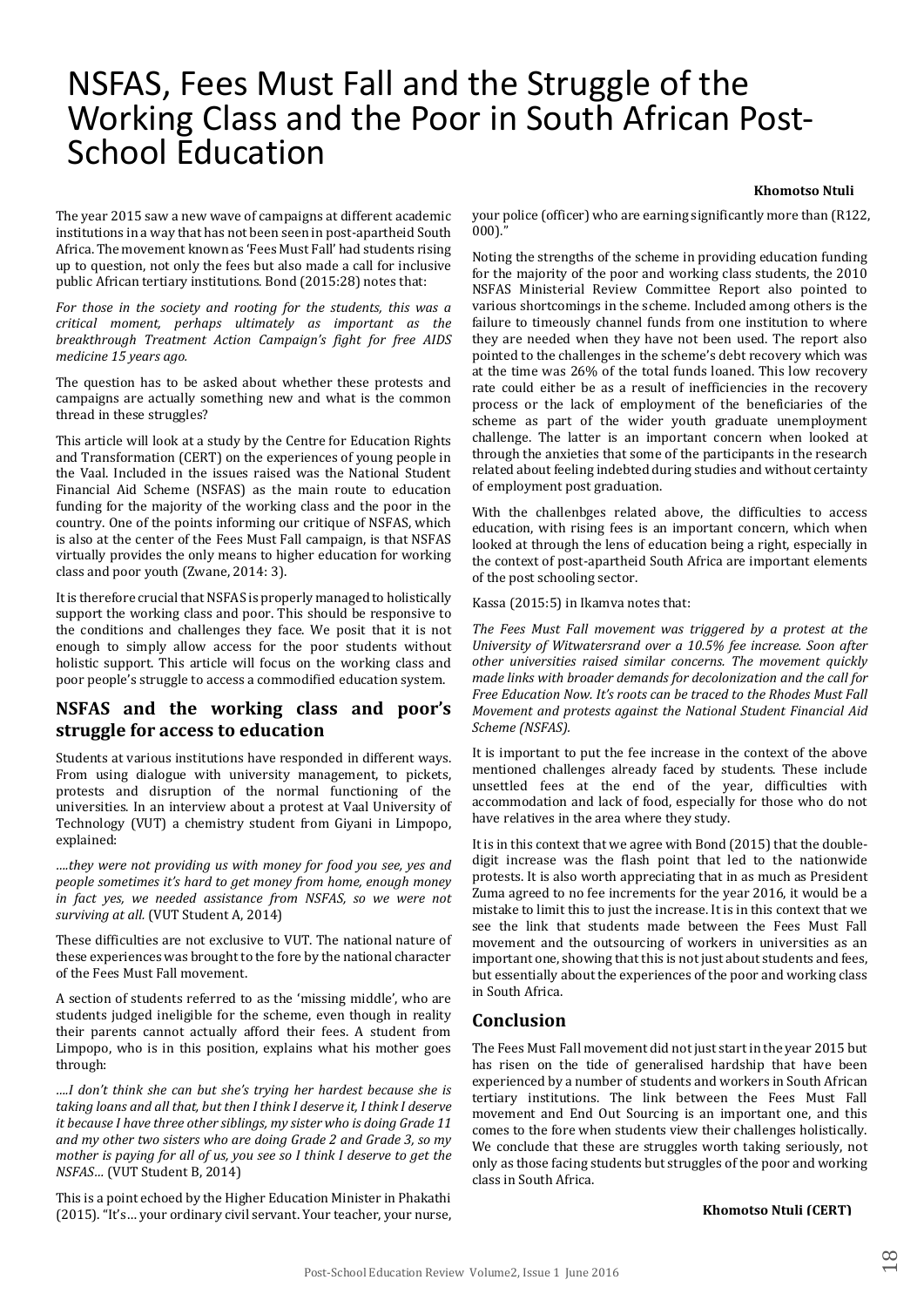# NSFAS, Fees Must Fall and the Struggle of the Working Class and the Poor in South African Post-School Education

**Khomotso Ntuli**

The year 2015 saw a new wave of campaigns at different academic institutions in a way that has not been seen in post-apartheid South Africa. The movement known as 'Fees Must Fall' had students rising up to question, not only the fees but also made a call for inclusive public African tertiary institutions. Bond (2015:28) notes that:

*For those in the society and rooting for the students, this was a critical moment, perhaps ultimately as important as the breakthrough Treatment Action Campaign's fight for free AIDS medicine 15 years ago.*

The question has to be asked about whether these protests and campaigns are actually something new and what is the common thread in these struggles?

This article will look at a study by the Centre for Education Rights and Transformation (CERT) on the experiences of young people in the Vaal. Included in the issues raised was the National Student Financial Aid Scheme (NSFAS) as the main route to education funding for the majority of the working class and the poor in the country. One of the points informing our critique of NSFAS, which is also at the center of the Fees Must Fall campaign, is that NSFAS virtually provides the only means to higher education for working class and poor youth (Zwane, 2014: 3).

It is therefore crucial that NSFAS is properly managed to holistically support the working class and poor. This should be responsive to the conditions and challenges they face. We posit that it is not enough to simply allow access for the poor students without holistic support. This article will focus on the working class and poor people's struggle to access a commodified education system.

## NSFAS and the working class and poor's struggle for access to education

Students at various institutions have responded in different ways. From using dialogue with university management, to pickets, protests and disruption of the normal functioning of the universities. In an interview about a protest at Vaal University of Technology (VUT) a chemistry student from Giyani in Limpopo, explained:

*….they were not providing us with money for food you see, yes and people sometimes it's hard to get money from home, enough money in fact yes, we needed assistance from NSFAS, so we were not surviving at all.* (VUT Student A, 2014)

These difficulties are not exclusive to VUT. The national nature of these experiences was brought to the fore by the national character of the Fees Must Fall movement.

A section of students referred to as the 'missing middle', who are students judged ineligible for the scheme, even though in reality their parents cannot actually afford their fees. A student from Limpopo, who is in this position, explains what his mother goes through:

*….I don't think she can but she's trying her hardest because she is taking loans and all that, but then I think I deserve it, I think I deserve it because I have three other siblings, my sister who is doing Grade 11 and my other two sisters who are doing Grade 2 and Grade 3, so my mother is paying for all of us, you see so I think I deserve to get the NSFAS…* (VUT Student B, 2014)

This is a point echoed by the Higher Education Minister in Phakathi (2015). "It's… your ordinary civil servant. Your teacher, your nurse, your police (officer) who are earning significantly more than (R122, 000)."

Noting the strengths of the scheme in providing education funding for the majority of the poor and working class students, the 2010 NSFAS Ministerial Review Committee Report also pointed to various shortcomings in the scheme. Included among others is the failure to timeously channel funds from one institution to where they are needed when they have not been used. The report also pointed to the challenges in the scheme's debt recovery which was at the time was 26% of the total funds loaned. This low recovery rate could either be as a result of inefficiencies in the recovery process or the lack of employment of the beneficiaries of the scheme as part of the wider youth graduate unemployment challenge. The latter is an important concern when looked at through the anxieties that some of the participants in the research related about feeling indebted during studies and without certainty of employment post graduation.

With the challenbges related above, the difficulties to access education, with rising fees is an important concern, which when looked at through the lens of education being a right, especially in the context of post-apartheid South Africa are important elements of the post schooling sector.

Kassa (2015:5) in Ikamva notes that:

*The Fees Must Fall movement was triggered by a protest at the University of Witwatersrand over a 10.5% fee increase. Soon after other universities raised similar concerns. The movement quickly made links with broader demands for decolonization and the call for Free Education Now. It's roots can be traced to the Rhodes Must Fall Movement and protests against the National Student Financial Aid Scheme (NSFAS).*

It is important to put the fee increase in the context of the above mentioned challenges already faced by students. These include unsettled fees at the end of the year, difficulties with accommodation and lack of food, especially for those who do not have relatives in the area where they study.

It is in this context that we agree with Bond (2015) that the double-digit increase was the flash point that led to the nationwide protests. It is also worth appreciating that in as much as President Zuma agreed to no fee increments for the year 2016, it would be a mistake to limit this to just the increase. It is in this context that we see the link that students made between the Fees Must Fall movement and the outsourcing of workers in universities as an important one, showing that this is not just about students and fees, but essentially about the experiences of the poor and working class in South Africa.

## Conclusion

The Fees Must Fall movement did not just start in the year 2015 but has risen on the tide of generalised hardship that have been experienced by a number of students and workers in South African tertiary institutions. The link between the Fees Must Fall movement and End Out Sourcing is an important one, and this comes to the fore when students view their challenges holistically. We conclude that these are struggles worth taking seriously, not only as those facing students but struggles of the poor and working class in South Africa.

**Khomotso Ntuli (CERT)**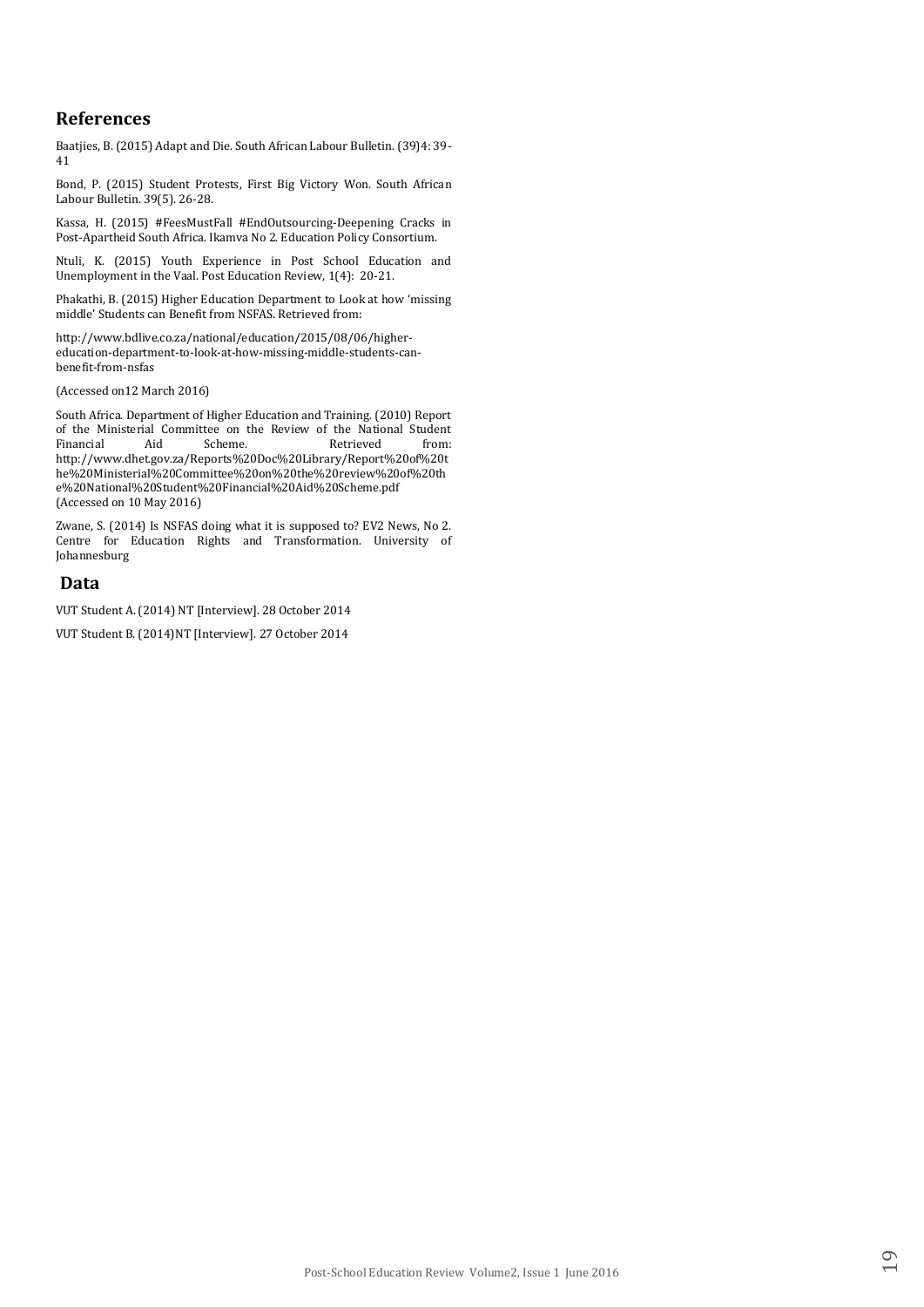## References

Baatjies, B. (2015) Adapt and Die. South African Labour Bulletin. (39)4: 39-41

Bond, P. (2015) Student Protests, First Big Victory Won. South African Labour Bulletin. 39(5). 26-28.

Kassa, H. (2015) #FeesMustFall #EndOutsourcing-Deepening Cracks in Post-Apartheid South Africa. Ikamva No 2. Education Policy Consortium.

Ntuli, K. (2015) Youth Experience in Post School Education and Unemployment in the Vaal. Post Education Review, 1(4): 20-21.

Phakathi, B. (2015) Higher Education Department to Look at how 'missing middle' Students can Benefit from NSFAS. Retrieved from:

http://www.bdlive.co.za/national/education/2015/08/06/higher-education-department-to-look-at-how-missing-middle-students-can-benefit-from-nsfas

(Accessed on12 March 2016)

South Africa. Department of Higher Education and Training. (2010) Report of the Ministerial Committee on the Review of the National Student Financial Aid Scheme. Retrieved from: http://www.dhet.gov.za/Reports%20Doc%20Library/Report%20of%20the%20Ministerial%20Committee%20on%20the%20review%20of%20the%20National%20Student%20Financial%20Aid%20Scheme.pdf (Accessed on 10 May 2016)

Zwane, S. (2014) Is NSFAS doing what it is supposed to? EV2 News, No 2. Centre for Education Rights and Transformation. University of Johannesburg

## Data

VUT Student A. (2014) NT [Interview]. 28 October 2014

VUT Student B. (2014)NT [Interview]. 27 October 2014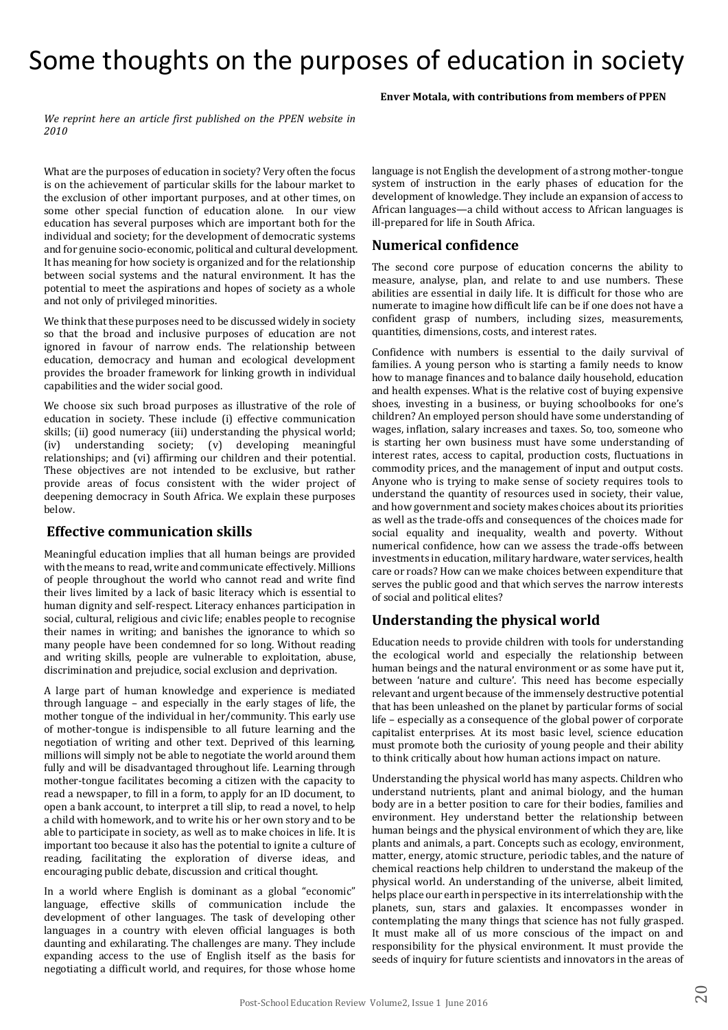# Some thoughts on the purposes of education in society

**Enver Motala, with contributions from members of PPEN**

*We reprint here an article first published on the PPEN website in 2010*

What are the purposes of education in society? Very often the focus is on the achievement of particular skills for the labour market to the exclusion of other important purposes, and at other times, on some other special function of education alone. In our view education has several purposes which are important both for the individual and society; for the development of democratic systems and for genuine socio-economic, political and cultural development. It has meaning for how society is organized and for the relationship between social systems and the natural environment. It has the potential to meet the aspirations and hopes of society as a whole and not only of privileged minorities.

We think that these purposes need to be discussed widely in society so that the broad and inclusive purposes of education are not ignored in favour of narrow ends. The relationship between education, democracy and human and ecological development provides the broader framework for linking growth in individual capabilities and the wider social good.

We choose six such broad purposes as illustrative of the role of education in society. These include (i) effective communication skills; (ii) good numeracy (iii) understanding the physical world; (iv) understanding society; (v) developing meaningful relationships; and (vi) affirming our children and their potential. These objectives are not intended to be exclusive, but rather provide areas of focus consistent with the wider project of deepening democracy in South Africa. We explain these purposes below.

## Effective communication skills

Meaningful education implies that all human beings are provided with the means to read, write and communicate effectively. Millions of people throughout the world who cannot read and write find their lives limited by a lack of basic literacy which is essential to human dignity and self-respect. Literacy enhances participation in social, cultural, religious and civic life; enables people to recognise their names in writing; and banishes the ignorance to which so many people have been condemned for so long. Without reading and writing skills, people are vulnerable to exploitation, abuse, discrimination and prejudice, social exclusion and deprivation.

A large part of human knowledge and experience is mediated through language – and especially in the early stages of life, the mother tongue of the individual in her/community. This early use of mother-tongue is indispensible to all future learning and the negotiation of writing and other text. Deprived of this learning, millions will simply not be able to negotiate the world around them fully and will be disadvantaged throughout life. Learning through mother-tongue facilitates becoming a citizen with the capacity to read a newspaper, to fill in a form, to apply for an ID document, to open a bank account, to interpret a till slip, to read a novel, to help a child with homework, and to write his or her own story and to be able to participate in society, as well as to make choices in life. It is important too because it also has the potential to ignite a culture of reading, facilitating the exploration of diverse ideas, and encouraging public debate, discussion and critical thought.

In a world where English is dominant as a global "economic" language, effective skills of communication include the development of other languages. The task of developing other languages in a country with eleven official languages is both daunting and exhilarating. The challenges are many. They include expanding access to the use of English itself as the basis for negotiating a difficult world, and requires, for those whose home language is not English the development of a strong mother-tongue system of instruction in the early phases of education for the development of knowledge. They include an expansion of access to African languages—a child without access to African languages is ill-prepared for life in South Africa.

## Numerical confidence

The second core purpose of education concerns the ability to measure, analyse, plan, and relate to and use numbers. These abilities are essential in daily life. It is difficult for those who are numerate to imagine how difficult life can be if one does not have a confident grasp of numbers, including sizes, measurements, quantities, dimensions, costs, and interest rates.

Confidence with numbers is essential to the daily survival of families. A young person who is starting a family needs to know how to manage finances and to balance daily household, education and health expenses. What is the relative cost of buying expensive shoes, investing in a business, or buying schoolbooks for one's children? An employed person should have some understanding of wages, inflation, salary increases and taxes. So, too, someone who is starting her own business must have some understanding of interest rates, access to capital, production costs, fluctuations in commodity prices, and the management of input and output costs. Anyone who is trying to make sense of society requires tools to understand the quantity of resources used in society, their value, and how government and society makes choices about its priorities as well as the trade-offs and consequences of the choices made for social equality and inequality, wealth and poverty. Without numerical confidence, how can we assess the trade-offs between investments in education, military hardware, water services, health care or roads? How can we make choices between expenditure that serves the public good and that which serves the narrow interests of social and political elites?

## Understanding the physical world

Education needs to provide children with tools for understanding the ecological world and especially the relationship between human beings and the natural environment or as some have put it, between 'nature and culture'. This need has become especially relevant and urgent because of the immensely destructive potential that has been unleashed on the planet by particular forms of social life – especially as a consequence of the global power of corporate capitalist enterprises. At its most basic level, science education must promote both the curiosity of young people and their ability to think critically about how human actions impact on nature.

Understanding the physical world has many aspects. Children who understand nutrients, plant and animal biology, and the human body are in a better position to care for their bodies, families and environment. Hey understand better the relationship between human beings and the physical environment of which they are, like plants and animals, a part. Concepts such as ecology, environment, matter, energy, atomic structure, periodic tables, and the nature of chemical reactions help children to understand the makeup of the physical world. An understanding of the universe, albeit limited, helps place our earth in perspective in its interrelationship with the planets, sun, stars and galaxies. It encompasses wonder in contemplating the many things that science has not fully grasped. It must make all of us more conscious of the impact on and responsibility for the physical environment. It must provide the seeds of inquiry for future scientists and innovators in the areas of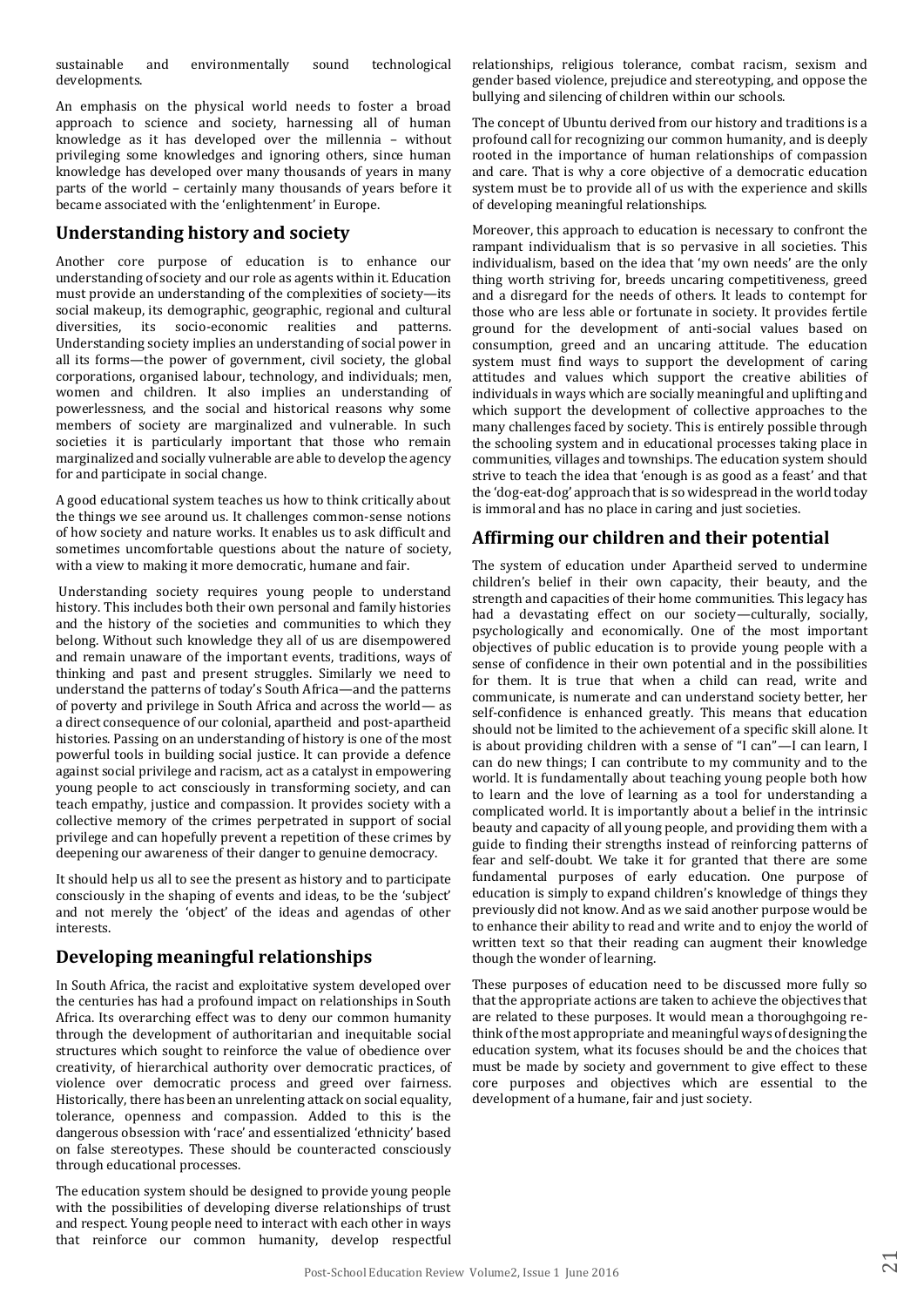sustainable and environmentally sound technological developments.

An emphasis on the physical world needs to foster a broad approach to science and society, harnessing all of human knowledge as it has developed over the millennia – without privileging some knowledges and ignoring others, since human knowledge has developed over many thousands of years in many parts of the world – certainly many thousands of years before it became associated with the 'enlightenment' in Europe.

## Understanding history and society

Another core purpose of education is to enhance our understanding of society and our role as agents within it. Education must provide an understanding of the complexities of society—its social makeup, its demographic, geographic, regional and cultural diversities, its socio-economic realities and patterns. Understanding society implies an understanding of social power in all its forms—the power of government, civil society, the global corporations, organised labour, technology, and individuals; men, women and children. It also implies an understanding of powerlessness, and the social and historical reasons why some members of society are marginalized and vulnerable. In such societies it is particularly important that those who remain marginalized and socially vulnerable are able to develop the agency for and participate in social change.

A good educational system teaches us how to think critically about the things we see around us. It challenges common-sense notions of how society and nature works. It enables us to ask difficult and sometimes uncomfortable questions about the nature of society, with a view to making it more democratic, humane and fair.

Understanding society requires young people to understand history. This includes both their own personal and family histories and the history of the societies and communities to which they belong. Without such knowledge they all of us are disempowered and remain unaware of the important events, traditions, ways of thinking and past and present struggles. Similarly we need to understand the patterns of today's South Africa—and the patterns of poverty and privilege in South Africa and across the world— as a direct consequence of our colonial, apartheid and post-apartheid histories. Passing on an understanding of history is one of the most powerful tools in building social justice. It can provide a defence against social privilege and racism, act as a catalyst in empowering young people to act consciously in transforming society, and can teach empathy, justice and compassion. It provides society with a collective memory of the crimes perpetrated in support of social privilege and can hopefully prevent a repetition of these crimes by deepening our awareness of their danger to genuine democracy.

It should help us all to see the present as history and to participate consciously in the shaping of events and ideas, to be the 'subject' and not merely the 'object' of the ideas and agendas of other interests.

## Developing meaningful relationships

In South Africa, the racist and exploitative system developed over the centuries has had a profound impact on relationships in South Africa. Its overarching effect was to deny our common humanity through the development of authoritarian and inequitable social structures which sought to reinforce the value of obedience over creativity, of hierarchical authority over democratic practices, of violence over democratic process and greed over fairness. Historically, there has been an unrelenting attack on social equality, tolerance, openness and compassion. Added to this is the dangerous obsession with 'race' and essentialized 'ethnicity' based on false stereotypes. These should be counteracted consciously through educational processes.

The education system should be designed to provide young people with the possibilities of developing diverse relationships of trust and respect. Young people need to interact with each other in ways that reinforce our common humanity, develop respectful relationships, religious tolerance, combat racism, sexism and gender based violence, prejudice and stereotyping, and oppose the bullying and silencing of children within our schools.

The concept of Ubuntu derived from our history and traditions is a profound call for recognizing our common humanity, and is deeply rooted in the importance of human relationships of compassion and care. That is why a core objective of a democratic education system must be to provide all of us with the experience and skills of developing meaningful relationships.

Moreover, this approach to education is necessary to confront the rampant individualism that is so pervasive in all societies. This individualism, based on the idea that 'my own needs' are the only thing worth striving for, breeds uncaring competitiveness, greed and a disregard for the needs of others. It leads to contempt for those who are less able or fortunate in society. It provides fertile ground for the development of anti-social values based on consumption, greed and an uncaring attitude. The education system must find ways to support the development of caring attitudes and values which support the creative abilities of individuals in ways which are socially meaningful and uplifting and which support the development of collective approaches to the many challenges faced by society. This is entirely possible through the schooling system and in educational processes taking place in communities, villages and townships. The education system should strive to teach the idea that 'enough is as good as a feast' and that the 'dog-eat-dog' approach that is so widespread in the world today is immoral and has no place in caring and just societies.

## Affirming our children and their potential

The system of education under Apartheid served to undermine children's belief in their own capacity, their beauty, and the strength and capacities of their home communities. This legacy has had a devastating effect on our society—culturally, socially, psychologically and economically. One of the most important objectives of public education is to provide young people with a sense of confidence in their own potential and in the possibilities for them. It is true that when a child can read, write and communicate, is numerate and can understand society better, her self-confidence is enhanced greatly. This means that education should not be limited to the achievement of a specific skill alone. It is about providing children with a sense of "I can"—I can learn, I can do new things; I can contribute to my community and to the world. It is fundamentally about teaching young people both how to learn and the love of learning as a tool for understanding a complicated world. It is importantly about a belief in the intrinsic beauty and capacity of all young people, and providing them with a guide to finding their strengths instead of reinforcing patterns of fear and self-doubt. We take it for granted that there are some fundamental purposes of early education. One purpose of education is simply to expand children's knowledge of things they previously did not know. And as we said another purpose would be to enhance their ability to read and write and to enjoy the world of written text so that their reading can augment their knowledge though the wonder of learning.

These purposes of education need to be discussed more fully so that the appropriate actions are taken to achieve the objectives that are related to these purposes. It would mean a thoroughgoing re-think of the most appropriate and meaningful ways of designing the education system, what its focuses should be and the choices that must be made by society and government to give effect to these core purposes and objectives which are essential to the development of a humane, fair and just society.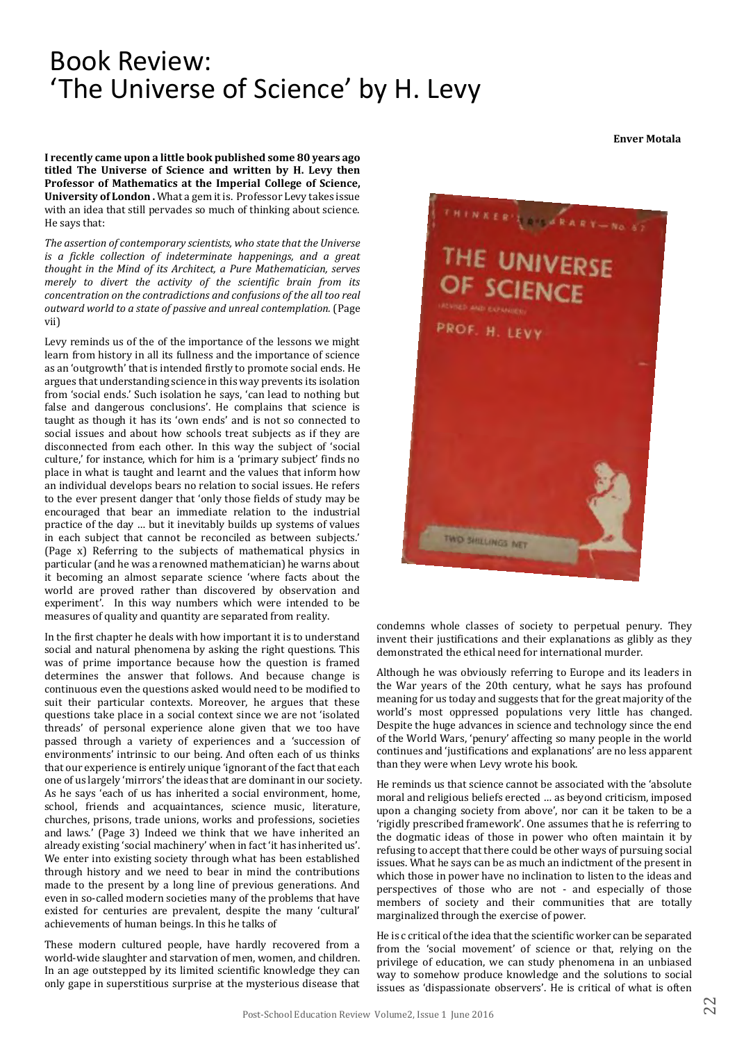# Book Review: 'The Universe of Science' by H. Levy

**Enver Motala**

**I recently came upon a little book published some 80 years ago titled The Universe of Science and written by H. Levy then Professor of Mathematics at the Imperial College of Science, University of London .** What a gem it is. Professor Levy takes issue with an idea that still pervades so much of thinking about science. He says that:

*The assertion of contemporary scientists, who state that the Universe is a fickle collection of indeterminate happenings, and a great thought in the Mind of its Architect, a Pure Mathematician, serves merely to divert the activity of the scientific brain from its concentration on the contradictions and confusions of the all too real outward world to a state of passive and unreal contemplation.* (Page vii)

Levy reminds us of the of the importance of the lessons we might learn from history in all its fullness and the importance of science as an 'outgrowth' that is intended firstly to promote social ends. He argues that understanding science in this way prevents its isolation from 'social ends.' Such isolation he says, 'can lead to nothing but false and dangerous conclusions'. He complains that science is taught as though it has its 'own ends' and is not so connected to social issues and about how schools treat subjects as if they are disconnected from each other. In this way the subject of 'social culture,' for instance, which for him is a 'primary subject' finds no place in what is taught and learnt and the values that inform how an individual develops bears no relation to social issues. He refers to the ever present danger that 'only those fields of study may be encouraged that bear an immediate relation to the industrial practice of the day … but it inevitably builds up systems of values in each subject that cannot be reconciled as between subjects.' (Page x) Referring to the subjects of mathematical physics in particular (and he was a renowned mathematician) he warns about it becoming an almost separate science 'where facts about the world are proved rather than discovered by observation and experiment'. In this way numbers which were intended to be measures of quality and quantity are separated from reality.

In the first chapter he deals with how important it is to understand social and natural phenomena by asking the right questions. This was of prime importance because how the question is framed determines the answer that follows. And because change is continuous even the questions asked would need to be modified to suit their particular contexts. Moreover, he argues that these questions take place in a social context since we are not 'isolated threads' of personal experience alone given that we too have passed through a variety of experiences and a 'succession of environments' intrinsic to our being. And often each of us thinks that our experience is entirely unique 'ignorant of the fact that each one of us largely 'mirrors' the ideas that are dominant in our society. As he says 'each of us has inherited a social environment, home, school, friends and acquaintances, science music, literature, churches, prisons, trade unions, works and professions, societies and laws.' (Page 3) Indeed we think that we have inherited an already existing 'social machinery' when in fact 'it has inherited us'. We enter into existing society through what has been established through history and we need to bear in mind the contributions made to the present by a long line of previous generations. And even in so-called modern societies many of the problems that have existed for centuries are prevalent, despite the many 'cultural' achievements of human beings. In this he talks of

These modern cultured people, have hardly recovered from a world-wide slaughter and starvation of men, women, and children. In an age outstepped by its limited scientific knowledge they can only gape in superstitious surprise at the mysterious disease that condemns whole classes of society to perpetual penury. They invent their justifications and their explanations as glibly as they demonstrated the ethical need for international murder.

Although he was obviously referring to Europe and its leaders in the War years of the 20th century, what he says has profound meaning for us today and suggests that for the great majority of the world's most oppressed populations very little has changed. Despite the huge advances in science and technology since the end of the World Wars, 'penury' affecting so many people in the world continues and 'justifications and explanations' are no less apparent than they were when Levy wrote his book.

He reminds us that science cannot be associated with the 'absolute moral and religious beliefs erected … as beyond criticism, imposed upon a changing society from above', nor can it be taken to be a 'rigidly prescribed framework'. One assumes that he is referring to the dogmatic ideas of those in power who often maintain it by refusing to accept that there could be other ways of pursuing social issues. What he says can be as much an indictment of the present in which those in power have no inclination to listen to the ideas and perspectives of those who are not - and especially of those members of society and their communities that are totally marginalized through the exercise of power.

He is c critical of the idea that the scientific worker can be separated from the 'social movement' of science or that, relying on the privilege of education, we can study phenomena in an unbiased way to somehow produce knowledge and the solutions to social issues as 'dispassionate observers'. He is critical of what is often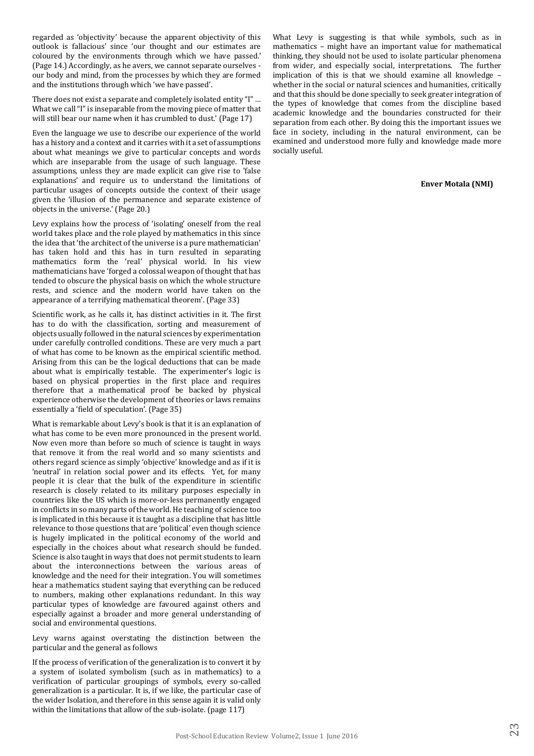regarded as 'objectivity' because the apparent objectivity of this outlook is fallacious' since 'our thought and our estimates are coloured by the environments through which we have passed.' (Page 14.) Accordingly, as he avers, we cannot separate ourselves - our body and mind, from the processes by which they are formed and the institutions through which 'we have passed'.

There does not exist a separate and completely isolated entity "I" … What we call "I" is inseparable from the moving piece of matter that will still bear our name when it has crumbled to dust.' (Page 17)

Even the language we use to describe our experience of the world has a history and a context and it carries with it a set of assumptions about what meanings we give to particular concepts and words which are inseparable from the usage of such language. These assumptions, unless they are made explicit can give rise to 'false explanations' and require us to understand the limitations of particular usages of concepts outside the context of their usage given the 'illusion of the permanence and separate existence of objects in the universe.' (Page 20.)

Levy explains how the process of 'isolating' oneself from the real world takes place and the role played by mathematics in this since the idea that 'the architect of the universe is a pure mathematician' has taken hold and this has in turn resulted in separating mathematics form the 'real' physical world. In his view mathematicians have 'forged a colossal weapon of thought that has tended to obscure the physical basis on which the whole structure rests, and science and the modern world have taken on the appearance of a terrifying mathematical theorem'. (Page 33)

Scientific work, as he calls it, has distinct activities in it. The first has to do with the classification, sorting and measurement of objects usually followed in the natural sciences by experimentation under carefully controlled conditions. These are very much a part of what has come to be known as the empirical scientific method. Arising from this can be the logical deductions that can be made about what is empirically testable. The experimenter's logic is based on physical properties in the first place and requires therefore that a mathematical proof be backed by physical experience otherwise the development of theories or laws remains essentially a 'field of speculation'. (Page 35)

What is remarkable about Levy's book is that it is an explanation of what has come to be even more pronounced in the present world. Now even more than before so much of science is taught in ways that remove it from the real world and so many scientists and others regard science as simply 'objective' knowledge and as if it is 'neutral' in relation social power and its effects. Yet, for many people it is clear that the bulk of the expenditure in scientific research is closely related to its military purposes especially in countries like the US which is more-or-less permanently engaged in conflicts in so many parts of the world. He teaching of science too is implicated in this because it is taught as a discipline that has little relevance to those questions that are 'political' even though science is hugely implicated in the political economy of the world and especially in the choices about what research should be funded. Science is also taught in ways that does not permit students to learn about the interconnections between the various areas of knowledge and the need for their integration. You will sometimes hear a mathematics student saying that everything can be reduced to numbers, making other explanations redundant. In this way particular types of knowledge are favoured against others and especially against a broader and more general understanding of social and environmental questions.

Levy warns against overstating the distinction between the particular and the general as follows

If the process of verification of the generalization is to convert it by a system of isolated symbolism (such as in mathematics) to a verification of particular groupings of symbols, every so-called generalization is a particular. It is, if we like, the particular case of the wider Isolation, and therefore in this sense again it is valid only within the limitations that allow of the sub-isolate. (page 117)

What Levy is suggesting is that while symbols, such as in mathematics – might have an important value for mathematical thinking, they should not be used to isolate particular phenomena from wider, and especially social, interpretations. The further implication of this is that we should examine all knowledge – whether in the social or natural sciences and humanities, critically and that this should be done specially to seek greater integration of the types of knowledge that comes from the discipline based academic knowledge and the boundaries constructed for their separation from each other. By doing this the important issues we face in society, including in the natural environment, can be examined and understood more fully and knowledge made more socially useful.

**Enver Motala (NMI)**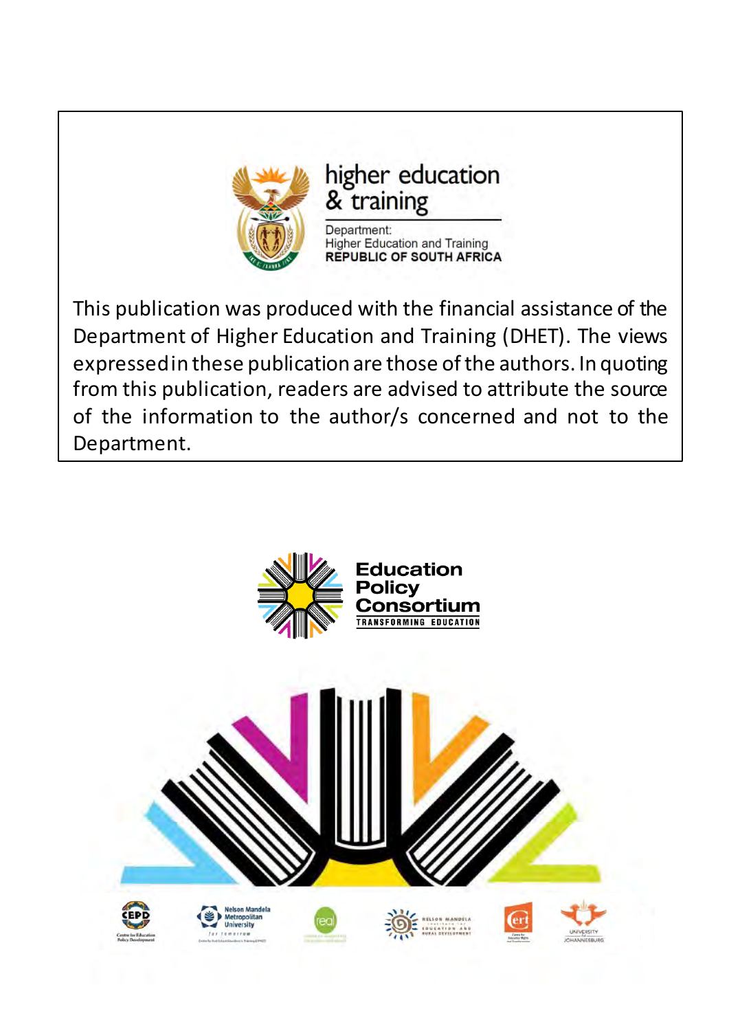higher education & training

Department:
Higher Education and Training
REPUBLIC OF SOUTH AFRICA

This publication was produced with the financial assistance of the Department of Higher Education and Training (DHET). The views expressed in these publication are those of the authors. In quoting from this publication, readers are advised to attribute the source of the information to the author/s concerned and not to the Department.

Education Policy Consortium

TRANSFORMING EDUCATION

CEPD
Centre for Education Policy Development

Nelson Mandela Metropolitan University
for tomorrow

real

NELSON MANDELA INSTITUTE FOR EDUCATION AND RURAL DEVELOPMENT

cert

UNIVERSITY OF JOHANNESBURG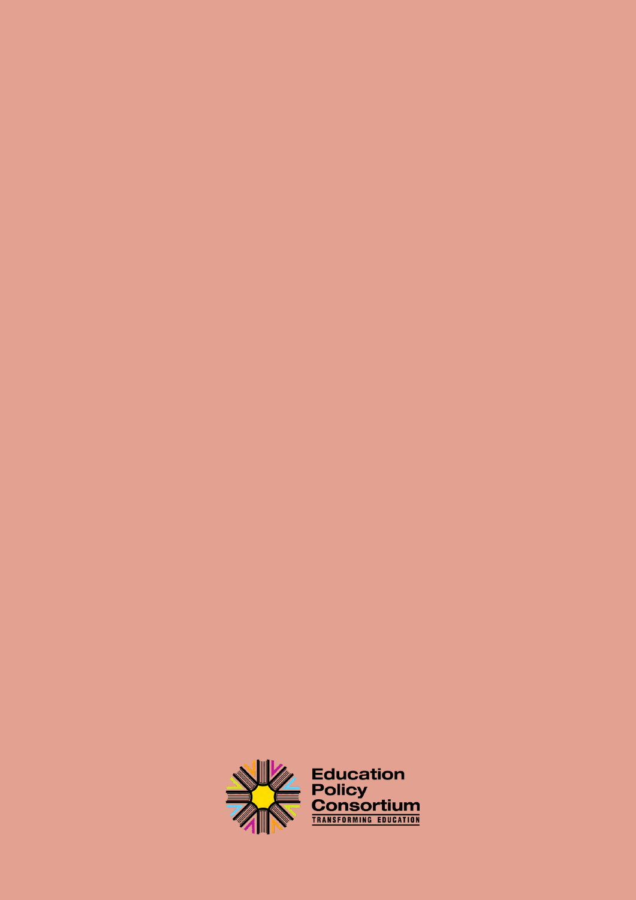Education
Policy
Consortium
TRANSFORMING EDUCATION